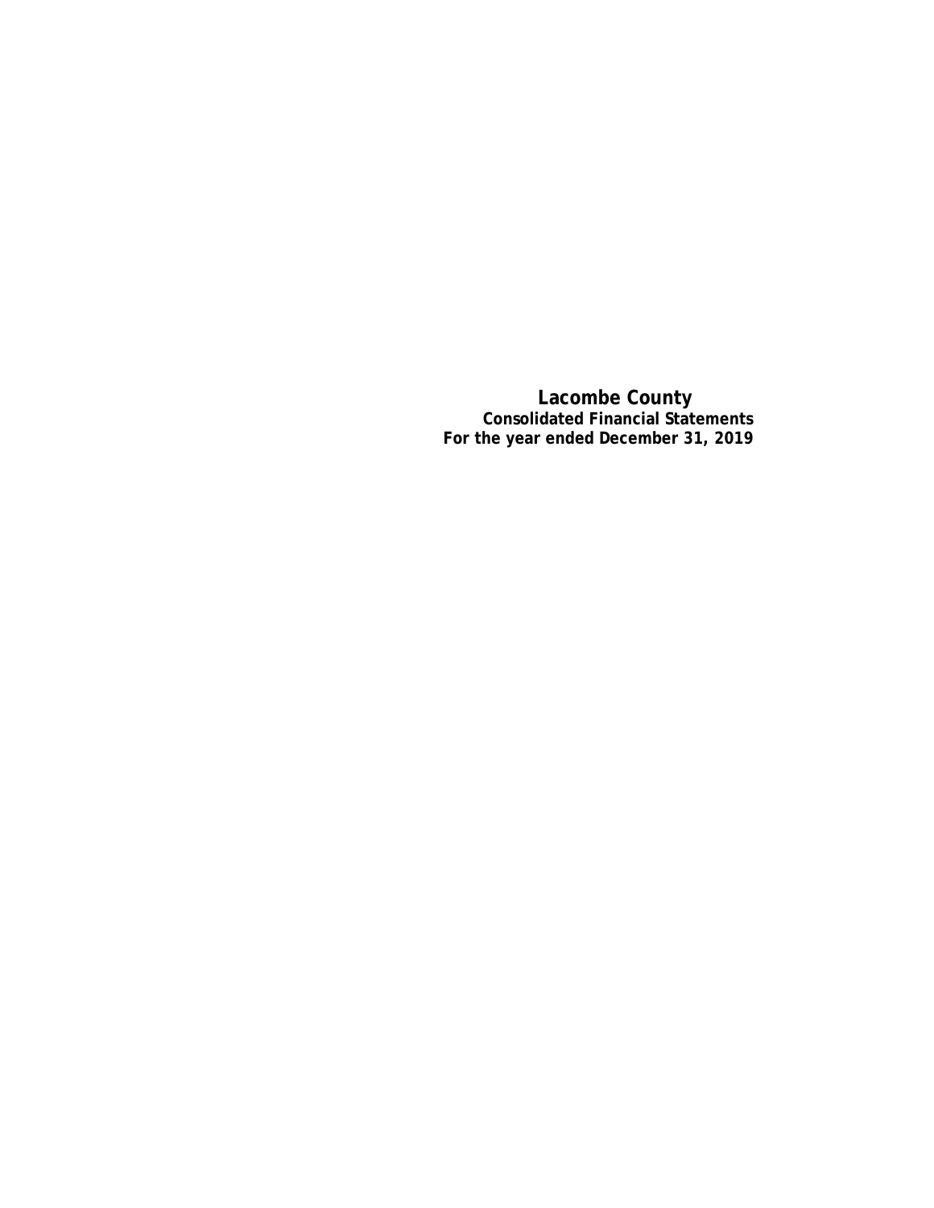# Lacombe County

## Consolidated Financial Statements

## For the year ended December 31, 2019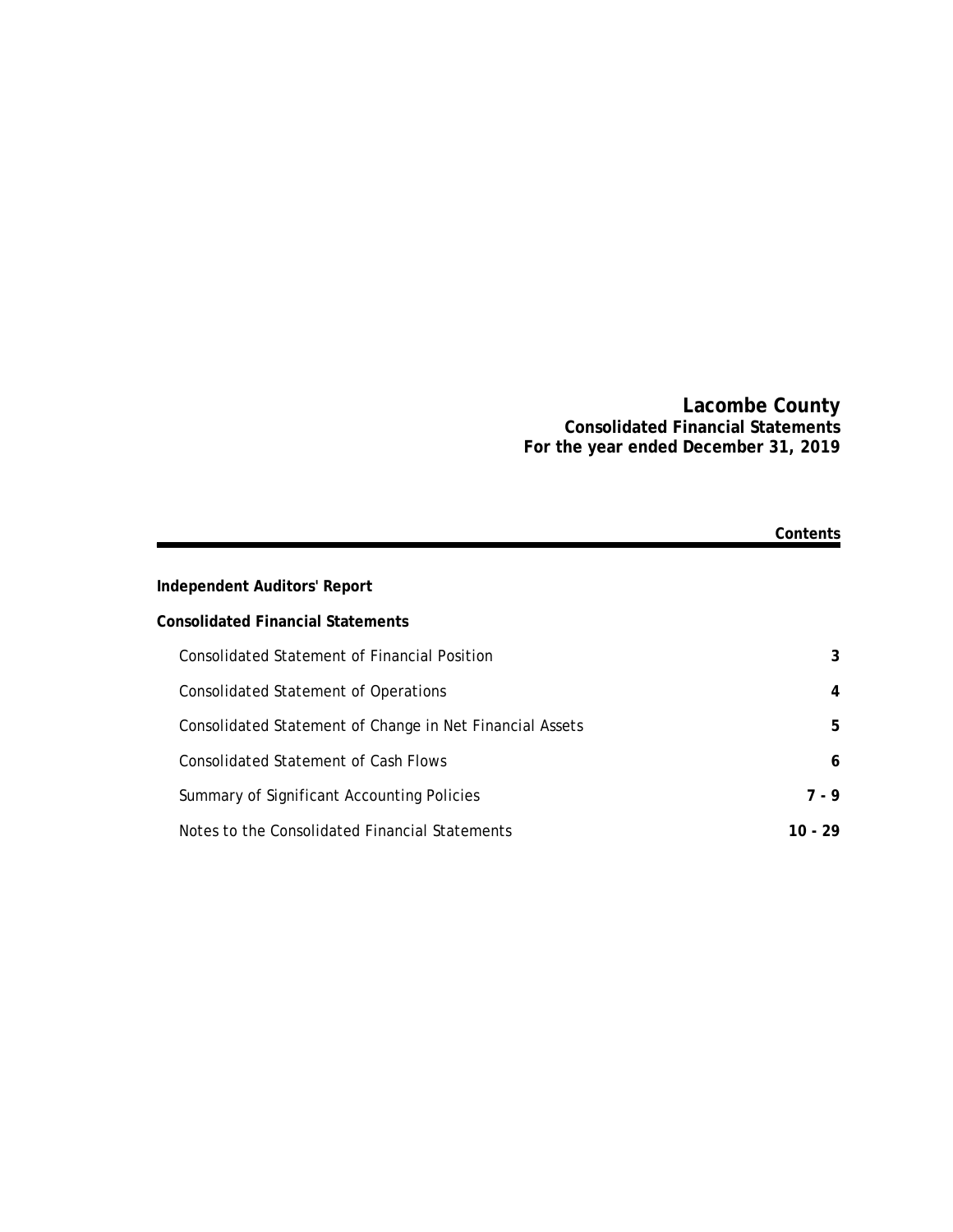# Lacombe County

## Consolidated Financial Statements

## For the year ended December 31, 2019

| | Contents |
|---|---|
| **Independent Auditors' Report** | |
| **Consolidated Financial Statements** | |
| Consolidated Statement of Financial Position | **3** |
| Consolidated Statement of Operations | **4** |
| Consolidated Statement of Change in Net Financial Assets | **5** |
| Consolidated Statement of Cash Flows | **6** |
| Summary of Significant Accounting Policies | **7 - 9** |
| Notes to the Consolidated Financial Statements | **10 - 29** |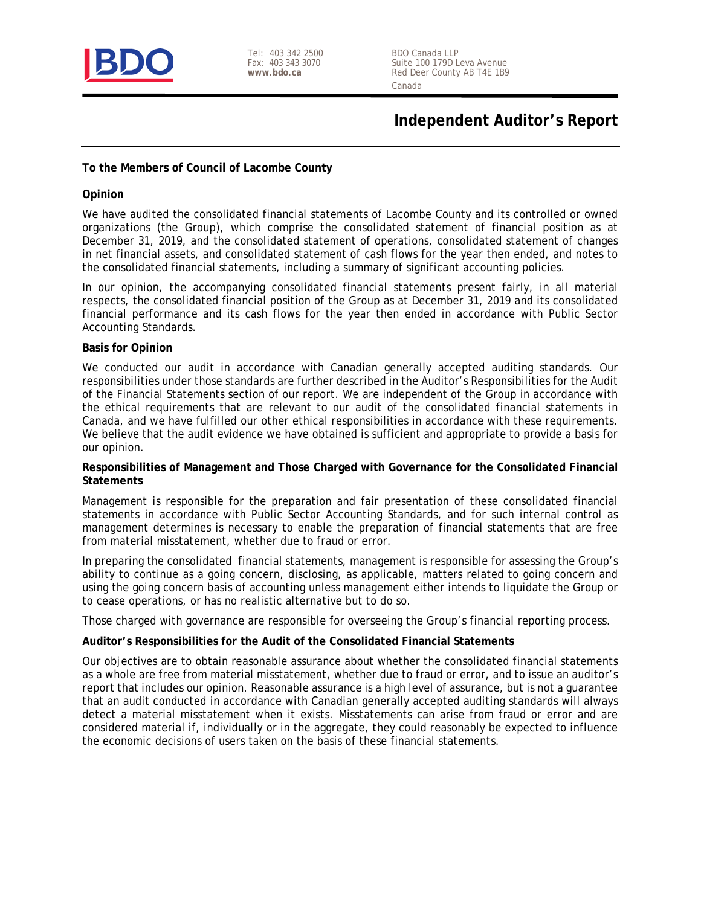Tel: 403 342 2500
Fax: 403 343 3070
**www.bdo.ca**

BDO Canada LLP
Suite 100 179D Leva Avenue
Red Deer County AB T4E 1B9
Canada

# Independent Auditor's Report

**To the Members of Council of Lacombe County**

**Opinion**

We have audited the consolidated financial statements of Lacombe County and its controlled or owned organizations (the Group), which comprise the consolidated statement of financial position as at December 31, 2019, and the consolidated statement of operations, consolidated statement of changes in net financial assets, and consolidated statement of cash flows for the year then ended, and notes to the consolidated financial statements, including a summary of significant accounting policies.

In our opinion, the accompanying consolidated financial statements present fairly, in all material respects, the consolidated financial position of the Group as at December 31, 2019 and its consolidated financial performance and its cash flows for the year then ended in accordance with Public Sector Accounting Standards.

**Basis for Opinion**

We conducted our audit in accordance with Canadian generally accepted auditing standards. Our responsibilities under those standards are further described in the Auditor's Responsibilities for the Audit of the Financial Statements section of our report. We are independent of the Group in accordance with the ethical requirements that are relevant to our audit of the consolidated financial statements in Canada, and we have fulfilled our other ethical responsibilities in accordance with these requirements. We believe that the audit evidence we have obtained is sufficient and appropriate to provide a basis for our opinion.

**Responsibilities of Management and Those Charged with Governance for the Consolidated Financial Statements**

Management is responsible for the preparation and fair presentation of these consolidated financial statements in accordance with Public Sector Accounting Standards, and for such internal control as management determines is necessary to enable the preparation of financial statements that are free from material misstatement, whether due to fraud or error.

In preparing the consolidated financial statements, management is responsible for assessing the Group's ability to continue as a going concern, disclosing, as applicable, matters related to going concern and using the going concern basis of accounting unless management either intends to liquidate the Group or to cease operations, or has no realistic alternative but to do so.

Those charged with governance are responsible for overseeing the Group's financial reporting process.

**Auditor's Responsibilities for the Audit of the Consolidated Financial Statements**

Our objectives are to obtain reasonable assurance about whether the consolidated financial statements as a whole are free from material misstatement, whether due to fraud or error, and to issue an auditor's report that includes our opinion. Reasonable assurance is a high level of assurance, but is not a guarantee that an audit conducted in accordance with Canadian generally accepted auditing standards will always detect a material misstatement when it exists. Misstatements can arise from fraud or error and are considered material if, individually or in the aggregate, they could reasonably be expected to influence the economic decisions of users taken on the basis of these financial statements.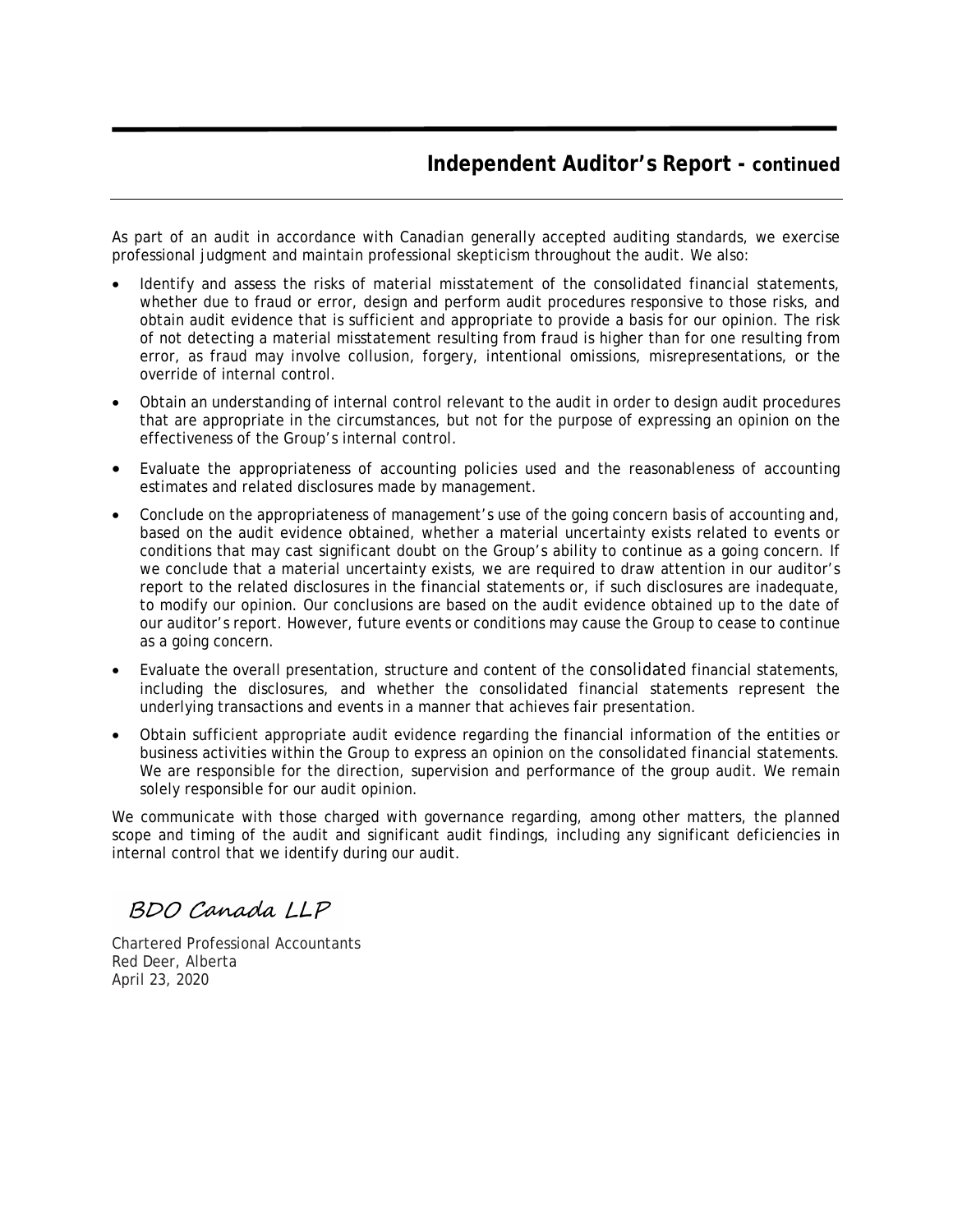## Independent Auditor's Report - continued

As part of an audit in accordance with Canadian generally accepted auditing standards, we exercise professional judgment and maintain professional skepticism throughout the audit. We also:

- Identify and assess the risks of material misstatement of the consolidated financial statements, whether due to fraud or error, design and perform audit procedures responsive to those risks, and obtain audit evidence that is sufficient and appropriate to provide a basis for our opinion. The risk of not detecting a material misstatement resulting from fraud is higher than for one resulting from error, as fraud may involve collusion, forgery, intentional omissions, misrepresentations, or the override of internal control.
- Obtain an understanding of internal control relevant to the audit in order to design audit procedures that are appropriate in the circumstances, but not for the purpose of expressing an opinion on the effectiveness of the Group's internal control.
- Evaluate the appropriateness of accounting policies used and the reasonableness of accounting estimates and related disclosures made by management.
- Conclude on the appropriateness of management's use of the going concern basis of accounting and, based on the audit evidence obtained, whether a material uncertainty exists related to events or conditions that may cast significant doubt on the Group's ability to continue as a going concern. If we conclude that a material uncertainty exists, we are required to draw attention in our auditor's report to the related disclosures in the financial statements or, if such disclosures are inadequate, to modify our opinion. Our conclusions are based on the audit evidence obtained up to the date of our auditor's report. However, future events or conditions may cause the Group to cease to continue as a going concern.
- Evaluate the overall presentation, structure and content of the consolidated financial statements, including the disclosures, and whether the consolidated financial statements represent the underlying transactions and events in a manner that achieves fair presentation.
- Obtain sufficient appropriate audit evidence regarding the financial information of the entities or business activities within the Group to express an opinion on the consolidated financial statements. We are responsible for the direction, supervision and performance of the group audit. We remain solely responsible for our audit opinion.

We communicate with those charged with governance regarding, among other matters, the planned scope and timing of the audit and significant audit findings, including any significant deficiencies in internal control that we identify during our audit.

BDO Canada LLP

Chartered Professional Accountants
Red Deer, Alberta
April 23, 2020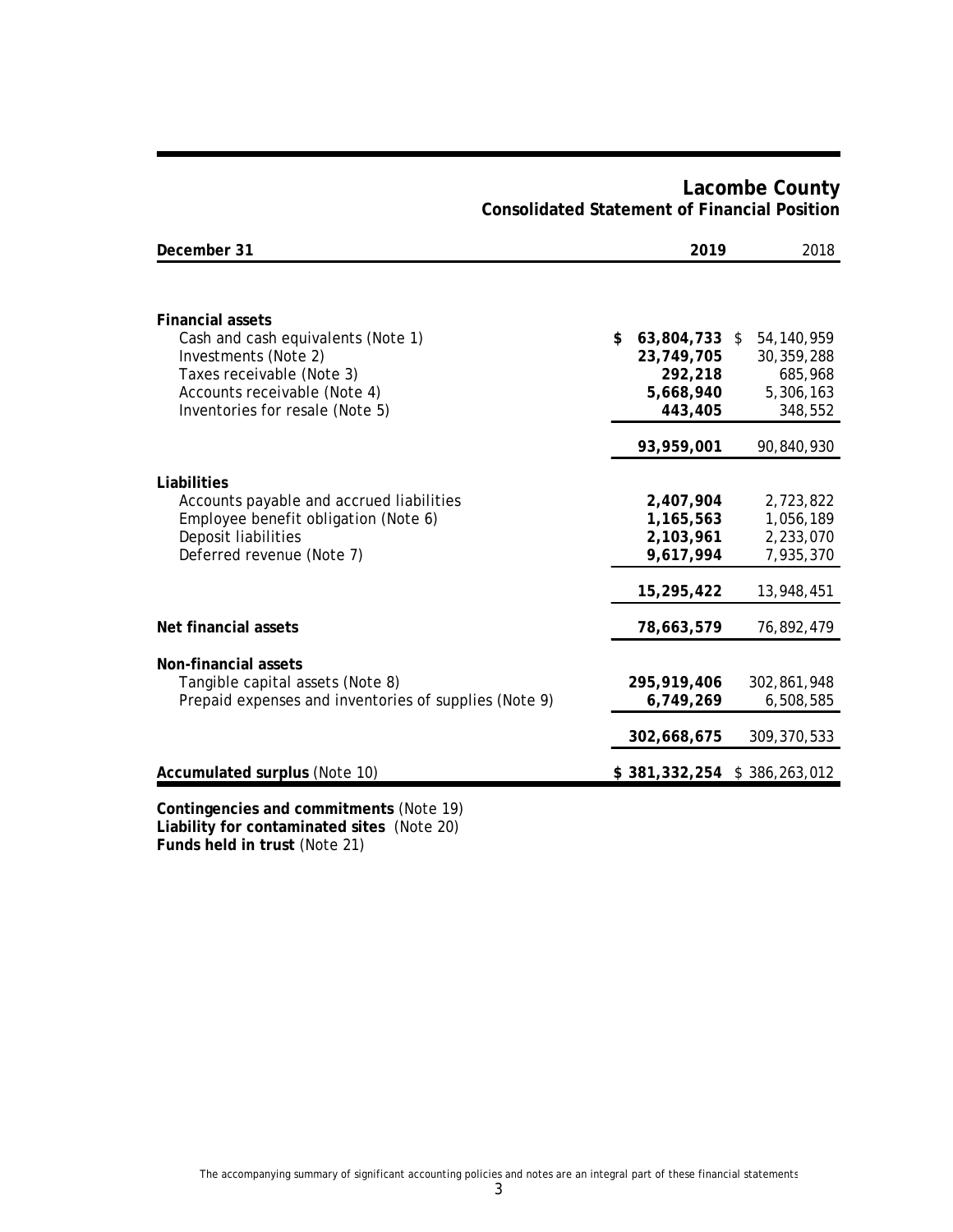# Lacombe County

## Consolidated Statement of Financial Position

| December 31 | 2019 | 2018 |
|---|---|---|
| **Financial assets** | | |
| Cash and cash equivalents (Note 1) | **$ 63,804,733** | $ 54,140,959 |
| Investments (Note 2) | **23,749,705** | 30,359,288 |
| Taxes receivable (Note 3) | **292,218** | 685,968 |
| Accounts receivable (Note 4) | **5,668,940** | 5,306,163 |
| Inventories for resale (Note 5) | **443,405** | 348,552 |
| | **93,959,001** | 90,840,930 |
| **Liabilities** | | |
| Accounts payable and accrued liabilities | **2,407,904** | 2,723,822 |
| Employee benefit obligation (Note 6) | **1,165,563** | 1,056,189 |
| Deposit liabilities | **2,103,961** | 2,233,070 |
| Deferred revenue (Note 7) | **9,617,994** | 7,935,370 |
| | **15,295,422** | 13,948,451 |
| **Net financial assets** | **78,663,579** | 76,892,479 |
| **Non-financial assets** | | |
| Tangible capital assets (Note 8) | **295,919,406** | 302,861,948 |
| Prepaid expenses and inventories of supplies (Note 9) | **6,749,269** | 6,508,585 |
| | **302,668,675** | 309,370,533 |
| **Accumulated surplus** (Note 10) | **$ 381,332,254** | $ 386,263,012 |

**Contingencies and commitments** (Note 19)
**Liability for contaminated sites** (Note 20)
**Funds held in trust** (Note 21)

The accompanying summary of significant accounting policies and notes are an integral part of these financial statements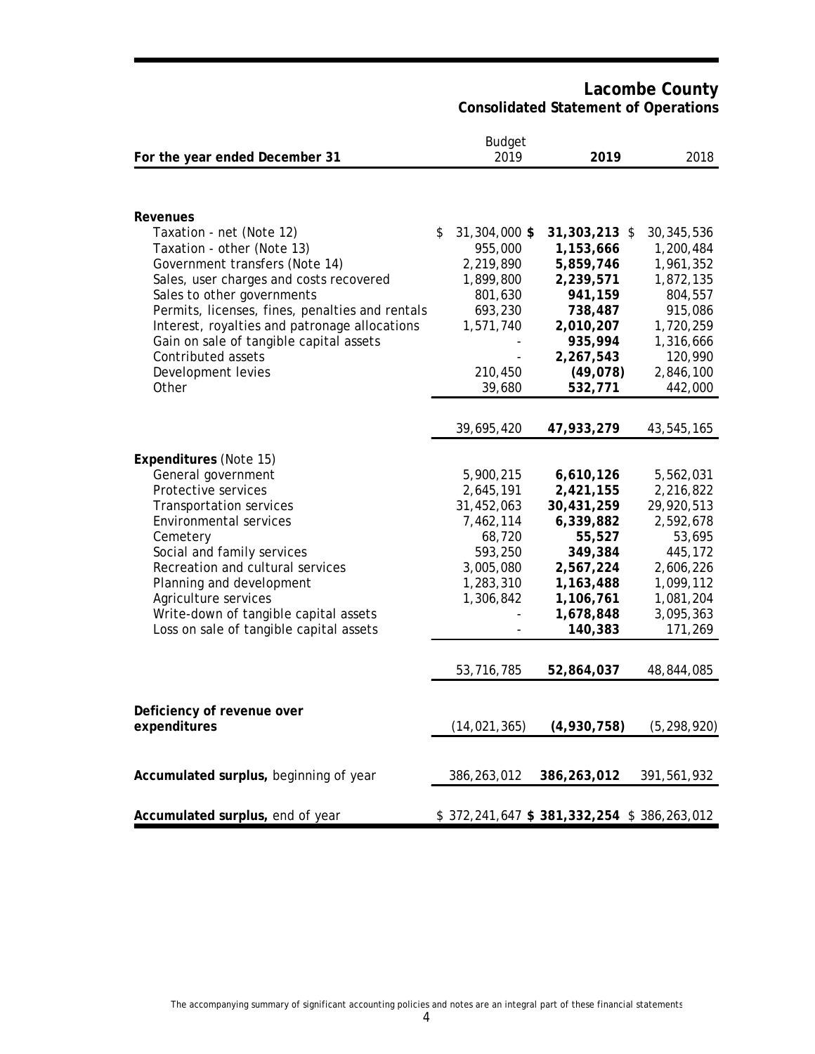# Lacombe County
## Consolidated Statement of Operations

| For the year ended December 31 | Budget 2019 | **2019** | 2018 |
|---|---|---|---|
| **Revenues** | | | |
| Taxation - net (Note 12) | $ 31,304,000 | **$ 31,303,213** | $ 30,345,536 |
| Taxation - other (Note 13) | 955,000 | **1,153,666** | 1,200,484 |
| Government transfers (Note 14) | 2,219,890 | **5,859,746** | 1,961,352 |
| Sales, user charges and costs recovered | 1,899,800 | **2,239,571** | 1,872,135 |
| Sales to other governments | 801,630 | **941,159** | 804,557 |
| Permits, licenses, fines, penalties and rentals | 693,230 | **738,487** | 915,086 |
| Interest, royalties and patronage allocations | 1,571,740 | **2,010,207** | 1,720,259 |
| Gain on sale of tangible capital assets | - | **935,994** | 1,316,666 |
| Contributed assets | - | **2,267,543** | 120,990 |
| Development levies | 210,450 | **(49,078)** | 2,846,100 |
| Other | 39,680 | **532,771** | 442,000 |
| | 39,695,420 | **47,933,279** | 43,545,165 |
| **Expenditures** (Note 15) | | | |
| General government | 5,900,215 | **6,610,126** | 5,562,031 |
| Protective services | 2,645,191 | **2,421,155** | 2,216,822 |
| Transportation services | 31,452,063 | **30,431,259** | 29,920,513 |
| Environmental services | 7,462,114 | **6,339,882** | 2,592,678 |
| Cemetery | 68,720 | **55,527** | 53,695 |
| Social and family services | 593,250 | **349,384** | 445,172 |
| Recreation and cultural services | 3,005,080 | **2,567,224** | 2,606,226 |
| Planning and development | 1,283,310 | **1,163,488** | 1,099,112 |
| Agriculture services | 1,306,842 | **1,106,761** | 1,081,204 |
| Write-down of tangible capital assets | - | **1,678,848** | 3,095,363 |
| Loss on sale of tangible capital assets | - | **140,383** | 171,269 |
| | 53,716,785 | **52,864,037** | 48,844,085 |
| **Deficiency of revenue over expenditures** | (14,021,365) | **(4,930,758)** | (5,298,920) |
| **Accumulated surplus,** beginning of year | 386,263,012 | **386,263,012** | 391,561,932 |
| **Accumulated surplus,** end of year | $ 372,241,647 | **$ 381,332,254** | $ 386,263,012 |

The accompanying summary of significant accounting policies and notes are an integral part of these financial statements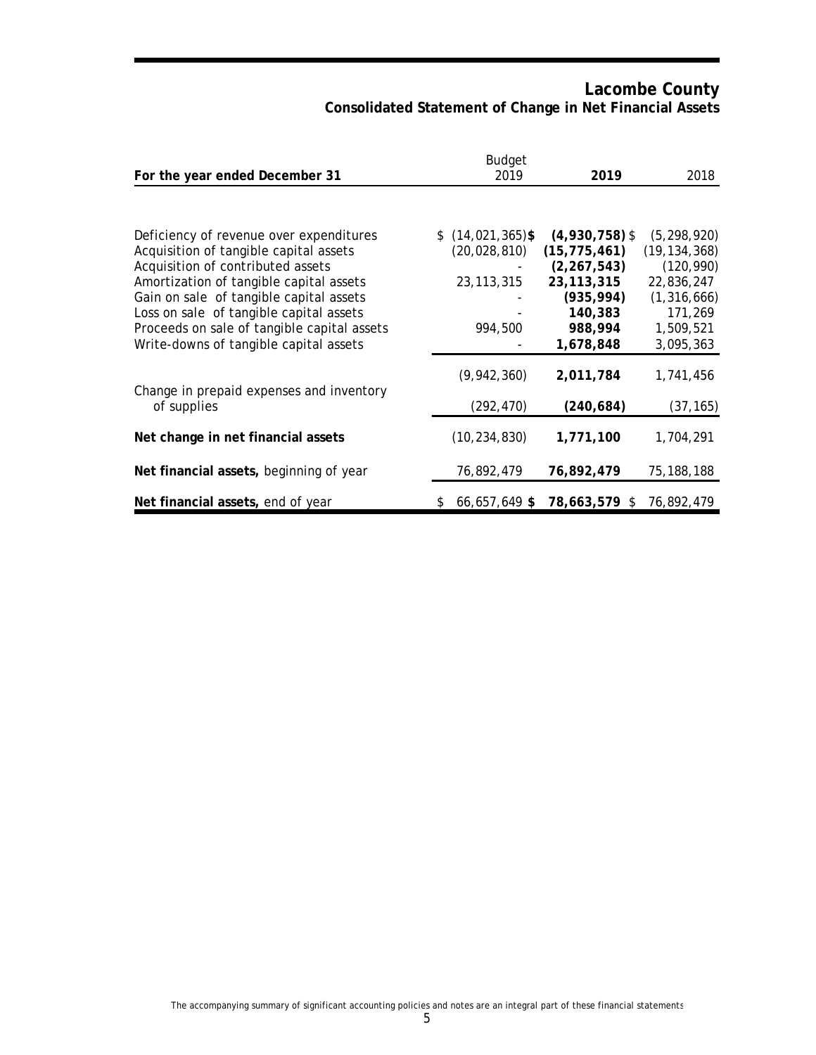# Lacombe County

## Consolidated Statement of Change in Net Financial Assets

| For the year ended December 31 | Budget 2019 | **2019** | 2018 |
|---|---|---|---|
| Deficiency of revenue over expenditures | $ (14,021,365) | **$ (4,930,758)** | $ (5,298,920) |
| Acquisition of tangible capital assets | (20,028,810) | **(15,775,461)** | (19,134,368) |
| Acquisition of contributed assets | - | **(2,267,543)** | (120,990) |
| Amortization of tangible capital assets | 23,113,315 | **23,113,315** | 22,836,247 |
| Gain on sale of tangible capital assets | - | **(935,994)** | (1,316,666) |
| Loss on sale of tangible capital assets | - | **140,383** | 171,269 |
| Proceeds on sale of tangible capital assets | 994,500 | **988,994** | 1,509,521 |
| Write-downs of tangible capital assets | - | **1,678,848** | 3,095,363 |
| | (9,942,360) | **2,011,784** | 1,741,456 |
| Change in prepaid expenses and inventory of supplies | (292,470) | **(240,684)** | (37,165) |
| **Net change in net financial assets** | (10,234,830) | **1,771,100** | 1,704,291 |
| **Net financial assets,** beginning of year | 76,892,479 | **76,892,479** | 75,188,188 |
| **Net financial assets,** end of year | $ 66,657,649 | **$ 78,663,579** | $ 76,892,479 |

The accompanying summary of significant accounting policies and notes are an integral part of these financial statements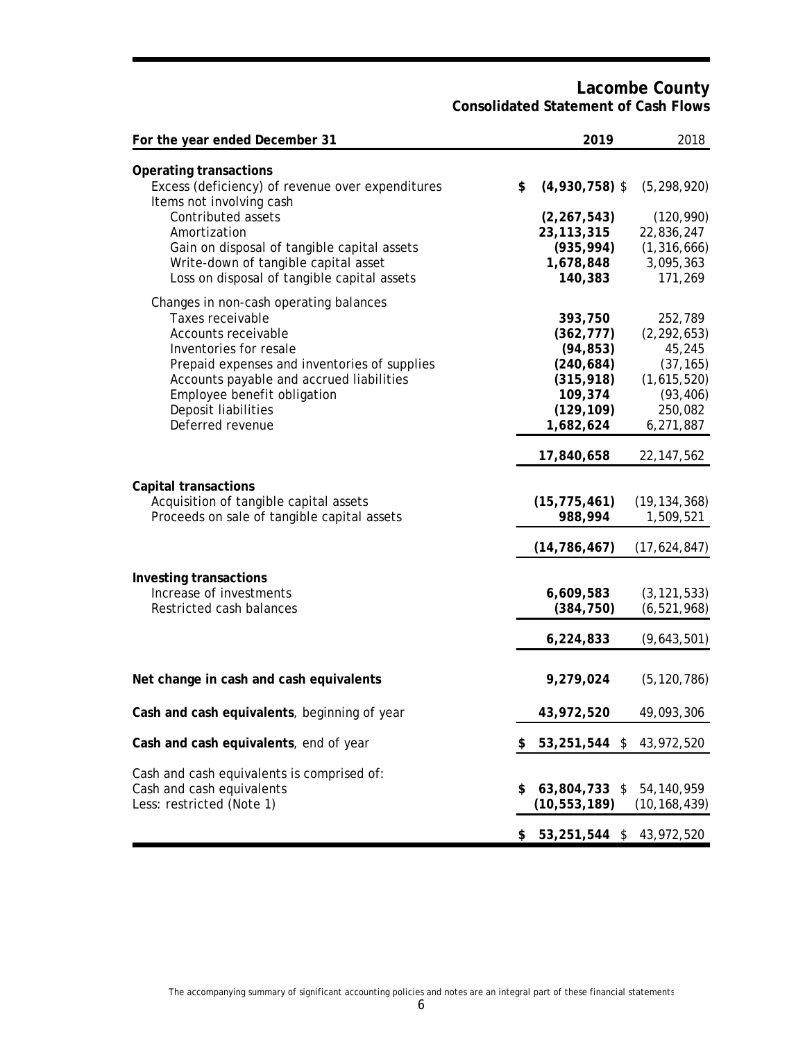# Lacombe County
## Consolidated Statement of Cash Flows

| For the year ended December 31 | 2019 | 2018 |
|---|---|---|
| **Operating transactions** | | |
| Excess (deficiency) of revenue over expenditures | $ **(4,930,758)** | $ (5,298,920) |
| Items not involving cash | | |
| Contributed assets | **(2,267,543)** | (120,990) |
| Amortization | **23,113,315** | 22,836,247 |
| Gain on disposal of tangible capital assets | **(935,994)** | (1,316,666) |
| Write-down of tangible capital asset | **1,678,848** | 3,095,363 |
| Loss on disposal of tangible capital assets | **140,383** | 171,269 |
| Changes in non-cash operating balances | | |
| Taxes receivable | **393,750** | 252,789 |
| Accounts receivable | **(362,777)** | (2,292,653) |
| Inventories for resale | **(94,853)** | 45,245 |
| Prepaid expenses and inventories of supplies | **(240,684)** | (37,165) |
| Accounts payable and accrued liabilities | **(315,918)** | (1,615,520) |
| Employee benefit obligation | **109,374** | (93,406) |
| Deposit liabilities | **(129,109)** | 250,082 |
| Deferred revenue | **1,682,624** | 6,271,887 |
| | **17,840,658** | 22,147,562 |
| **Capital transactions** | | |
| Acquisition of tangible capital assets | **(15,775,461)** | (19,134,368) |
| Proceeds on sale of tangible capital assets | **988,994** | 1,509,521 |
| | **(14,786,467)** | (17,624,847) |
| **Investing transactions** | | |
| Increase of investments | **6,609,583** | (3,121,533) |
| Restricted cash balances | **(384,750)** | (6,521,968) |
| | **6,224,833** | (9,643,501) |
| **Net change in cash and cash equivalents** | **9,279,024** | (5,120,786) |
| **Cash and cash equivalents**, beginning of year | **43,972,520** | 49,093,306 |
| **Cash and cash equivalents**, end of year | $ **53,251,544** | $ 43,972,520 |
| Cash and cash equivalents is comprised of: | | |
| Cash and cash equivalents | $ **63,804,733** | $ 54,140,959 |
| Less: restricted (Note 1) | **(10,553,189)** | (10,168,439) |
| | $ **53,251,544** | $ 43,972,520 |

The accompanying summary of significant accounting policies and notes are an integral part of these financial statements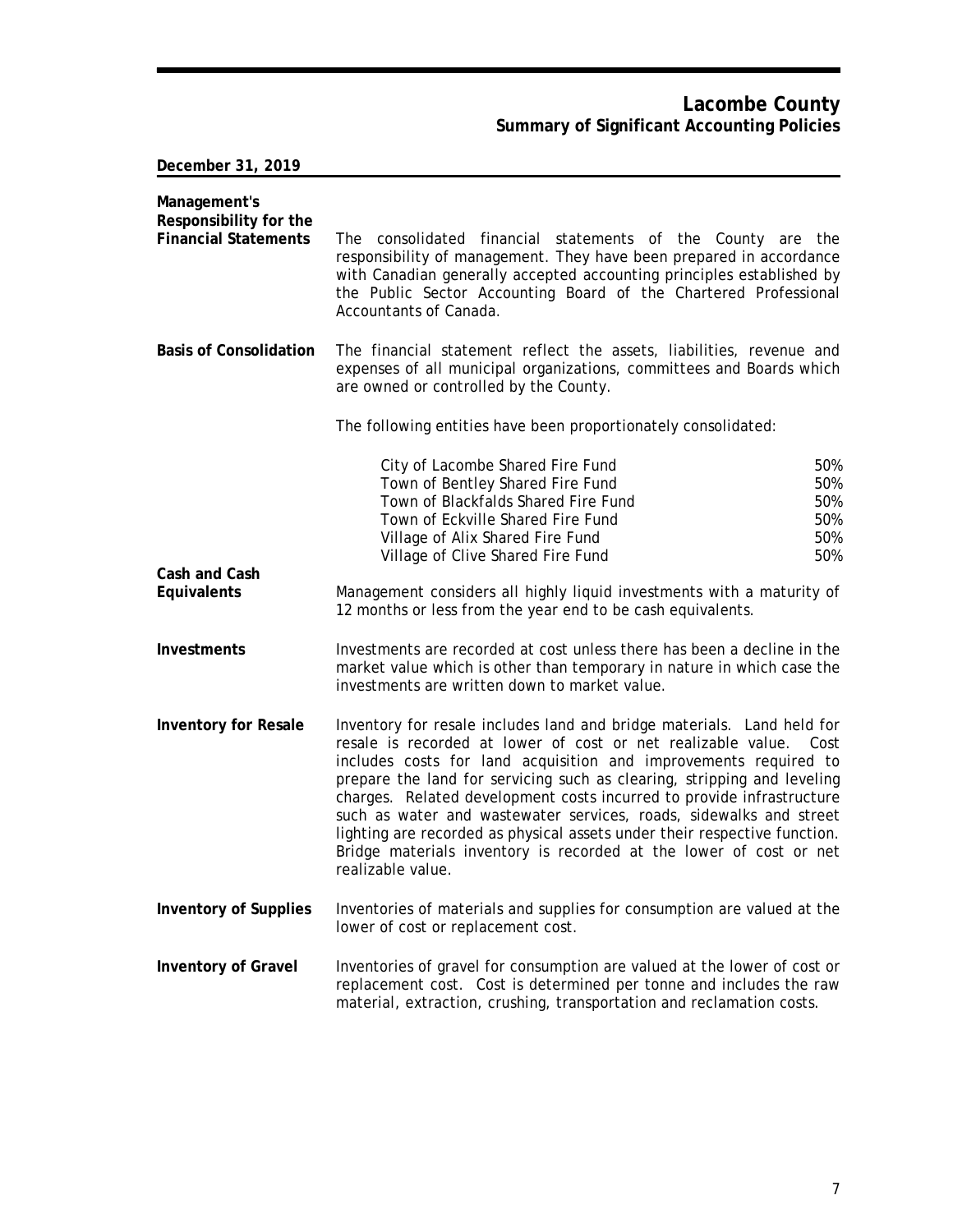# Lacombe County
## Summary of Significant Accounting Policies

**December 31, 2019**

**Management's Responsibility for the Financial Statements**

The consolidated financial statements of the County are the responsibility of management. They have been prepared in accordance with Canadian generally accepted accounting principles established by the Public Sector Accounting Board of the Chartered Professional Accountants of Canada.

**Basis of Consolidation**

The financial statement reflect the assets, liabilities, revenue and expenses of all municipal organizations, committees and Boards which are owned or controlled by the County.

The following entities have been proportionately consolidated:

| | |
|---|---|
| City of Lacombe Shared Fire Fund | 50% |
| Town of Bentley Shared Fire Fund | 50% |
| Town of Blackfalds Shared Fire Fund | 50% |
| Town of Eckville Shared Fire Fund | 50% |
| Village of Alix Shared Fire Fund | 50% |
| Village of Clive Shared Fire Fund | 50% |

**Cash and Cash Equivalents**

Management considers all highly liquid investments with a maturity of 12 months or less from the year end to be cash equivalents.

**Investments**

Investments are recorded at cost unless there has been a decline in the market value which is other than temporary in nature in which case the investments are written down to market value.

**Inventory for Resale**

Inventory for resale includes land and bridge materials. Land held for resale is recorded at lower of cost or net realizable value. Cost includes costs for land acquisition and improvements required to prepare the land for servicing such as clearing, stripping and leveling charges. Related development costs incurred to provide infrastructure such as water and wastewater services, roads, sidewalks and street lighting are recorded as physical assets under their respective function. Bridge materials inventory is recorded at the lower of cost or net realizable value.

**Inventory of Supplies**

Inventories of materials and supplies for consumption are valued at the lower of cost or replacement cost.

**Inventory of Gravel**

Inventories of gravel for consumption are valued at the lower of cost or replacement cost. Cost is determined per tonne and includes the raw material, extraction, crushing, transportation and reclamation costs.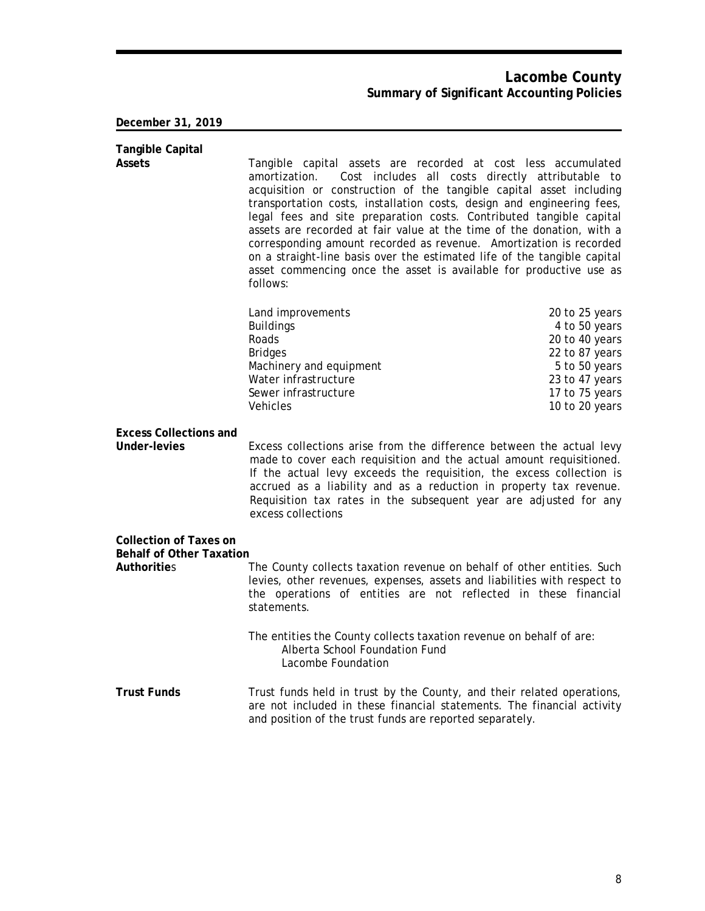# Lacombe County
## Summary of Significant Accounting Policies

**December 31, 2019**

**Tangible Capital Assets**

Tangible capital assets are recorded at cost less accumulated amortization. Cost includes all costs directly attributable to acquisition or construction of the tangible capital asset including transportation costs, installation costs, design and engineering fees, legal fees and site preparation costs. Contributed tangible capital assets are recorded at fair value at the time of the donation, with a corresponding amount recorded as revenue. Amortization is recorded on a straight-line basis over the estimated life of the tangible capital asset commencing once the asset is available for productive use as follows:

| | |
|---|---|
| Land improvements | 20 to 25 years |
| Buildings | 4 to 50 years |
| Roads | 20 to 40 years |
| Bridges | 22 to 87 years |
| Machinery and equipment | 5 to 50 years |
| Water infrastructure | 23 to 47 years |
| Sewer infrastructure | 17 to 75 years |
| Vehicles | 10 to 20 years |

**Excess Collections and Under-levies**

Excess collections arise from the difference between the actual levy made to cover each requisition and the actual amount requisitioned. If the actual levy exceeds the requisition, the excess collection is accrued as a liability and as a reduction in property tax revenue. Requisition tax rates in the subsequent year are adjusted for any excess collections

**Collection of Taxes on Behalf of Other Taxation Authorities**

The County collects taxation revenue on behalf of other entities. Such levies, other revenues, expenses, assets and liabilities with respect to the operations of entities are not reflected in these financial statements.

The entities the County collects taxation revenue on behalf of are:

Alberta School Foundation Fund
Lacombe Foundation

**Trust Funds**

Trust funds held in trust by the County, and their related operations, are not included in these financial statements. The financial activity and position of the trust funds are reported separately.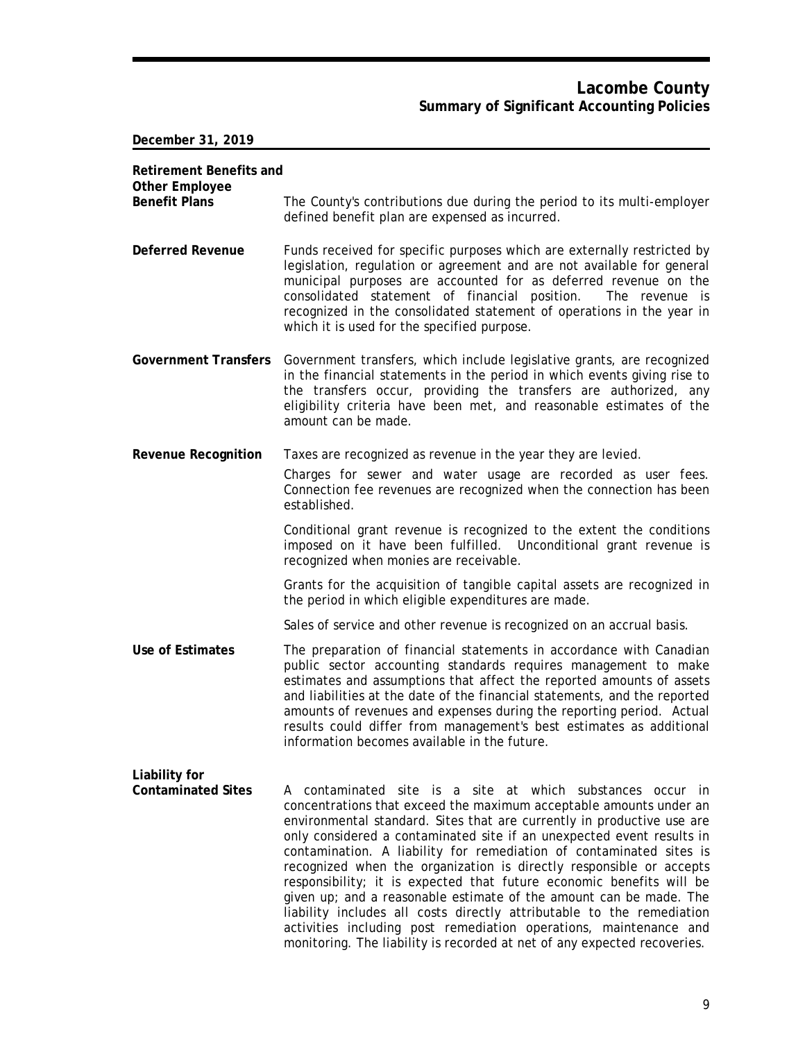# Lacombe County
## Summary of Significant Accounting Policies

**December 31, 2019**

**Retirement Benefits and Other Employee Benefit Plans**

The County's contributions due during the period to its multi-employer defined benefit plan are expensed as incurred.

**Deferred Revenue**

Funds received for specific purposes which are externally restricted by legislation, regulation or agreement and are not available for general municipal purposes are accounted for as deferred revenue on the consolidated statement of financial position. The revenue is recognized in the consolidated statement of operations in the year in which it is used for the specified purpose.

**Government Transfers**

Government transfers, which include legislative grants, are recognized in the financial statements in the period in which events giving rise to the transfers occur, providing the transfers are authorized, any eligibility criteria have been met, and reasonable estimates of the amount can be made.

**Revenue Recognition**

Taxes are recognized as revenue in the year they are levied.

Charges for sewer and water usage are recorded as user fees. Connection fee revenues are recognized when the connection has been established.

Conditional grant revenue is recognized to the extent the conditions imposed on it have been fulfilled. Unconditional grant revenue is recognized when monies are receivable.

Grants for the acquisition of tangible capital assets are recognized in the period in which eligible expenditures are made.

Sales of service and other revenue is recognized on an accrual basis.

**Use of Estimates**

The preparation of financial statements in accordance with Canadian public sector accounting standards requires management to make estimates and assumptions that affect the reported amounts of assets and liabilities at the date of the financial statements, and the reported amounts of revenues and expenses during the reporting period. Actual results could differ from management's best estimates as additional information becomes available in the future.

**Liability for Contaminated Sites**

A contaminated site is a site at which substances occur in concentrations that exceed the maximum acceptable amounts under an environmental standard. Sites that are currently in productive use are only considered a contaminated site if an unexpected event results in contamination. A liability for remediation of contaminated sites is recognized when the organization is directly responsible or accepts responsibility; it is expected that future economic benefits will be given up; and a reasonable estimate of the amount can be made. The liability includes all costs directly attributable to the remediation activities including post remediation operations, maintenance and monitoring. The liability is recorded at net of any expected recoveries.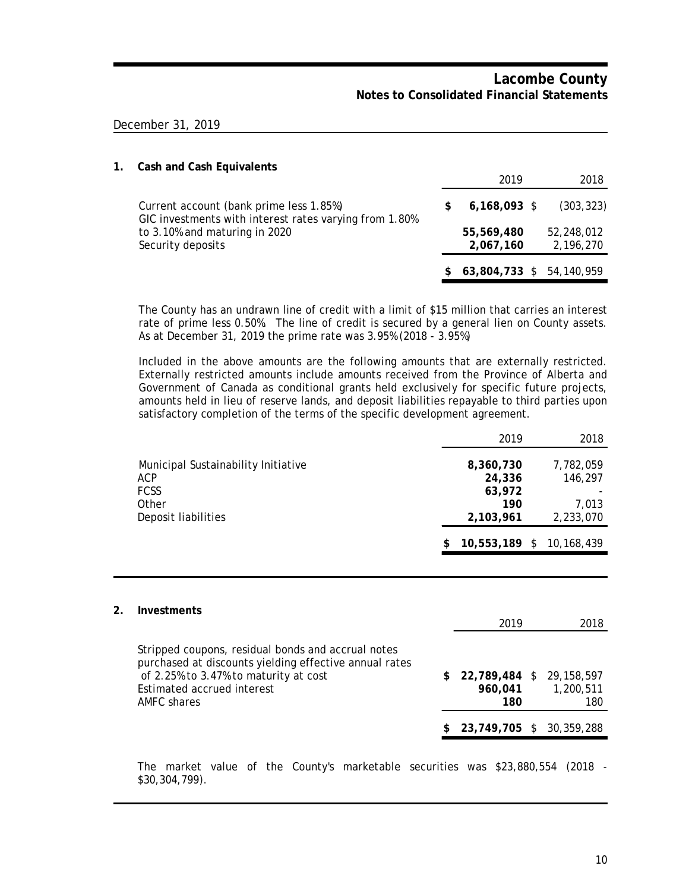# Lacombe County
## Notes to Consolidated Financial Statements

December 31, 2019

### 1. Cash and Cash Equivalents

| | 2019 | 2018 |
|---|---|---|
| Current account (bank prime less 1.85%) | **$ 6,168,093** | $ (303,323) |
| GIC investments with interest rates varying from 1.80% to 3.10% and maturing in 2020 | **55,569,480** | 52,248,012 |
| Security deposits | **2,067,160** | 2,196,270 |
| | **$ 63,804,733** | $ 54,140,959 |

The County has an undrawn line of credit with a limit of $15 million that carries an interest rate of prime less 0.50%. The line of credit is secured by a general lien on County assets. As at December 31, 2019 the prime rate was 3.95% (2018 - 3.95%)

Included in the above amounts are the following amounts that are externally restricted. Externally restricted amounts include amounts received from the Province of Alberta and Government of Canada as conditional grants held exclusively for specific future projects, amounts held in lieu of reserve lands, and deposit liabilities repayable to third parties upon satisfactory completion of the terms of the specific development agreement.

| | 2019 | 2018 |
|---|---|---|
| Municipal Sustainability Initiative | **8,360,730** | 7,782,059 |
| ACP | **24,336** | 146,297 |
| FCSS | **63,972** | - |
| Other | **190** | 7,013 |
| Deposit liabilities | **2,103,961** | 2,233,070 |
| | **$ 10,553,189** | $ 10,168,439 |

### 2. Investments

| | 2019 | 2018 |
|---|---|---|
| Stripped coupons, residual bonds and accrual notes purchased at discounts yielding effective annual rates of 2.25% to 3.47% to maturity at cost | **$ 22,789,484** | $ 29,158,597 |
| Estimated accrued interest | **960,041** | 1,200,511 |
| AMFC shares | **180** | 180 |
| | **$ 23,749,705** | $ 30,359,288 |

The market value of the County's marketable securities was $23,880,554 (2018 - $30,304,799).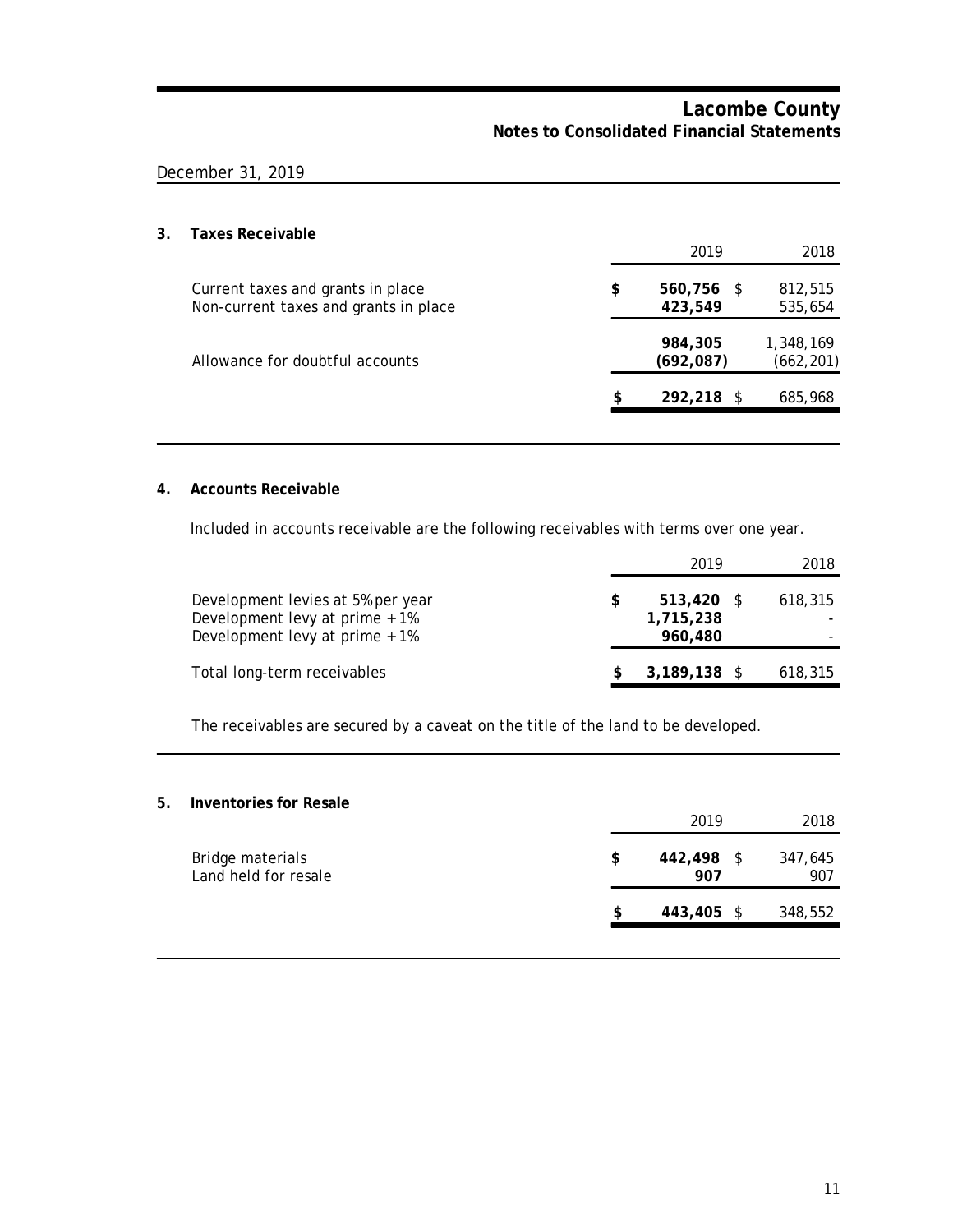## 3. Taxes Receivable

| | 2019 | 2018 |
|---|---|---|
| Current taxes and grants in place | $ **560,756** | $ 812,515 |
| Non-current taxes and grants in place | **423,549** | 535,654 |
| | **984,305** | 1,348,169 |
| Allowance for doubtful accounts | **(692,087)** | (662,201) |
| | $ **292,218** | $ 685,968 |

## 4. Accounts Receivable

Included in accounts receivable are the following receivables with terms over one year.

| | 2019 | 2018 |
|---|---|---|
| Development levies at 5% per year | $ **513,420** | $ 618,315 |
| Development levy at prime + 1% | **1,715,238** | - |
| Development levy at prime + 1% | **960,480** | - |
| Total long-term receivables | $ **3,189,138** | $ 618,315 |

The receivables are secured by a caveat on the title of the land to be developed.

## 5. Inventories for Resale

| | 2019 | 2018 |
|---|---|---|
| Bridge materials | $ **442,498** | $ 347,645 |
| Land held for resale | **907** | 907 |
| | $ **443,405** | $ 348,552 |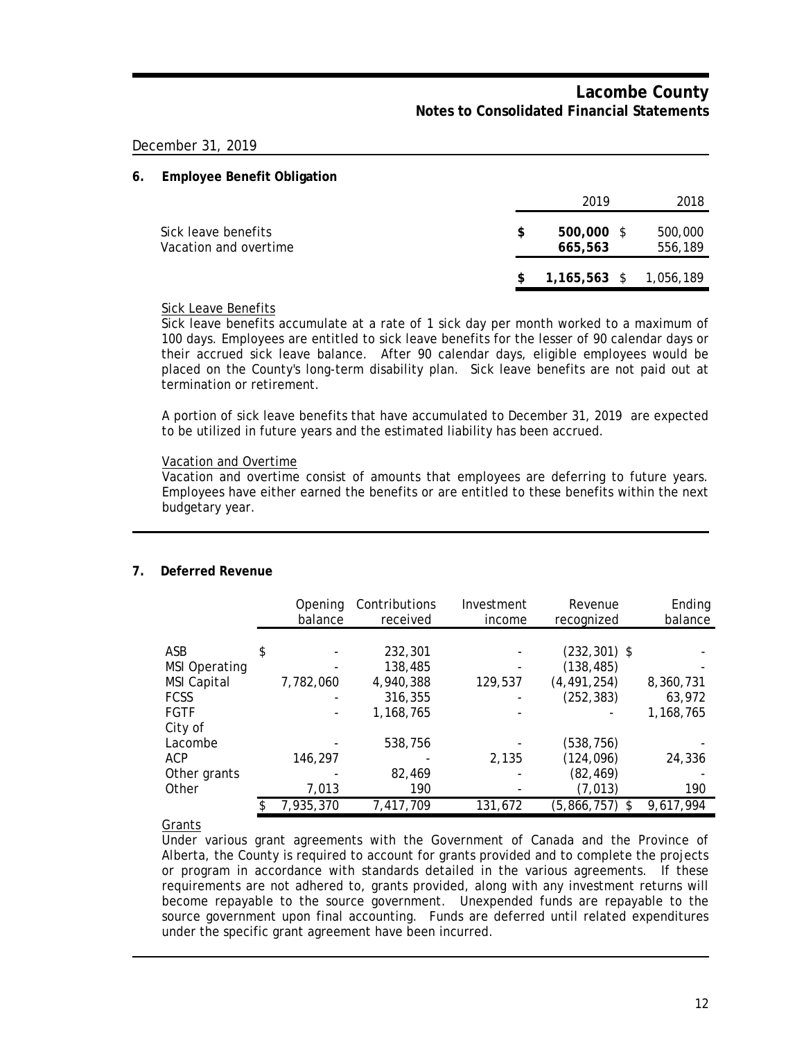December 31, 2019

## 6. Employee Benefit Obligation

| | 2019 | 2018 |
|---|---|---|
| Sick leave benefits | $ **500,000** | $ 500,000 |
| Vacation and overtime | **665,563** | 556,189 |
| | $ **1,165,563** | $ 1,056,189 |

Sick Leave Benefits

Sick leave benefits accumulate at a rate of 1 sick day per month worked to a maximum of 100 days. Employees are entitled to sick leave benefits for the lesser of 90 calendar days or their accrued sick leave balance. After 90 calendar days, eligible employees would be placed on the County's long-term disability plan. Sick leave benefits are not paid out at termination or retirement.

A portion of sick leave benefits that have accumulated to December 31, 2019 are expected to be utilized in future years and the estimated liability has been accrued.

Vacation and Overtime

Vacation and overtime consist of amounts that employees are deferring to future years. Employees have either earned the benefits or are entitled to these benefits within the next budgetary year.

## 7. Deferred Revenue

| | Opening balance | Contributions received | Investment income | Revenue recognized | Ending balance |
|---|---|---|---|---|---|
| ASB | $ - | 232,301 | - | (232,301) | $ - |
| MSI Operating | - | 138,485 | - | (138,485) | - |
| MSI Capital | 7,782,060 | 4,940,388 | 129,537 | (4,491,254) | 8,360,731 |
| FCSS | - | 316,355 | - | (252,383) | 63,972 |
| FGTF | - | 1,168,765 | - | - | 1,168,765 |
| City of Lacombe | - | 538,756 | - | (538,756) | - |
| ACP | 146,297 | - | 2,135 | (124,096) | 24,336 |
| Other grants | - | 82,469 | - | (82,469) | - |
| Other | 7,013 | 190 | - | (7,013) | 190 |
| | $ 7,935,370 | 7,417,709 | 131,672 | (5,866,757) | $ 9,617,994 |

Grants

Under various grant agreements with the Government of Canada and the Province of Alberta, the County is required to account for grants provided and to complete the projects or program in accordance with standards detailed in the various agreements. If these requirements are not adhered to, grants provided, along with any investment returns will become repayable to the source government. Unexpended funds are repayable to the source government upon final accounting. Funds are deferred until related expenditures under the specific grant agreement have been incurred.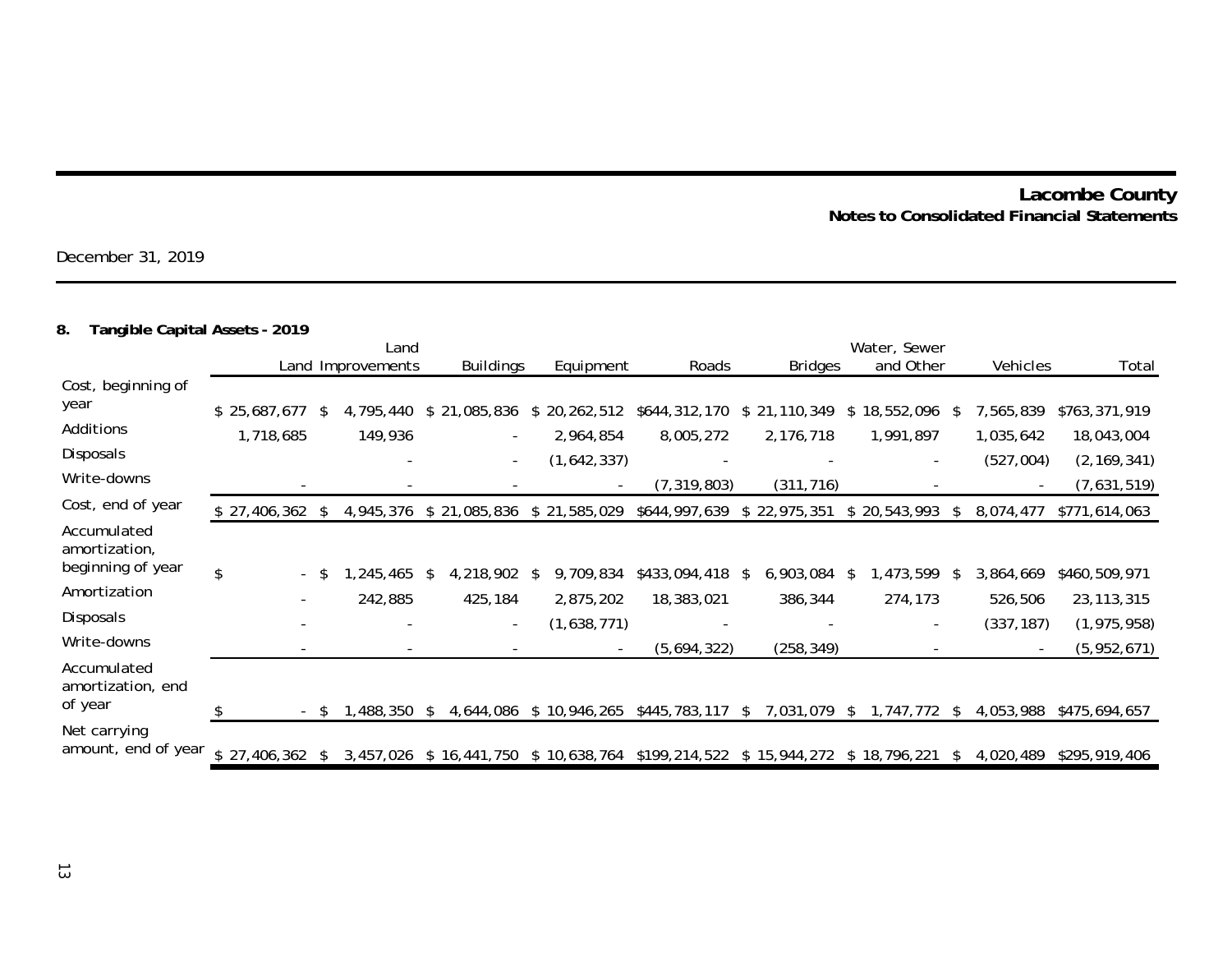**Lacombe County**
**Notes to Consolidated Financial Statements**

December 31, 2019

**8. Tangible Capital Assets - 2019**

| | Land | Land Improvements | Buildings | Equipment | Roads | Bridges | Water, Sewer and Other | Vehicles | Total |
|---|---|---|---|---|---|---|---|---|---|
| Cost, beginning of year | $ 25,687,677 | $ 4,795,440 | $ 21,085,836 | $ 20,262,512 | $644,312,170 | $ 21,110,349 | $ 18,552,096 | $ 7,565,839 | $763,371,919 |
| Additions | 1,718,685 | 149,936 | - | 2,964,854 | 8,005,272 | 2,176,718 | 1,991,897 | 1,035,642 | 18,043,004 |
| Disposals | | - | - | (1,642,337) | - | - | - | (527,004) | (2,169,341) |
| Write-downs | - | - | - | - | (7,319,803) | (311,716) | - | - | (7,631,519) |
| Cost, end of year | $ 27,406,362 | $ 4,945,376 | $ 21,085,836 | $ 21,585,029 | $644,997,639 | $ 22,975,351 | $ 20,543,993 | $ 8,074,477 | $771,614,063 |
| Accumulated amortization, beginning of year | $ - | $ 1,245,465 | $ 4,218,902 | $ 9,709,834 | $433,094,418 | $ 6,903,084 | $ 1,473,599 | $ 3,864,669 | $460,509,971 |
| Amortization | - | 242,885 | 425,184 | 2,875,202 | 18,383,021 | 386,344 | 274,173 | 526,506 | 23,113,315 |
| Disposals | - | - | - | (1,638,771) | - | - | - | (337,187) | (1,975,958) |
| Write-downs | - | - | - | - | (5,694,322) | (258,349) | - | - | (5,952,671) |
| Accumulated amortization, end of year | $ - | $ 1,488,350 | $ 4,644,086 | $ 10,946,265 | $445,783,117 | $ 7,031,079 | $ 1,747,772 | $ 4,053,988 | $475,694,657 |
| Net carrying amount, end of year | $ 27,406,362 | $ 3,457,026 | $ 16,441,750 | $ 10,638,764 | $199,214,522 | $ 15,944,272 | $ 18,796,221 | $ 4,020,489 | $295,919,406 |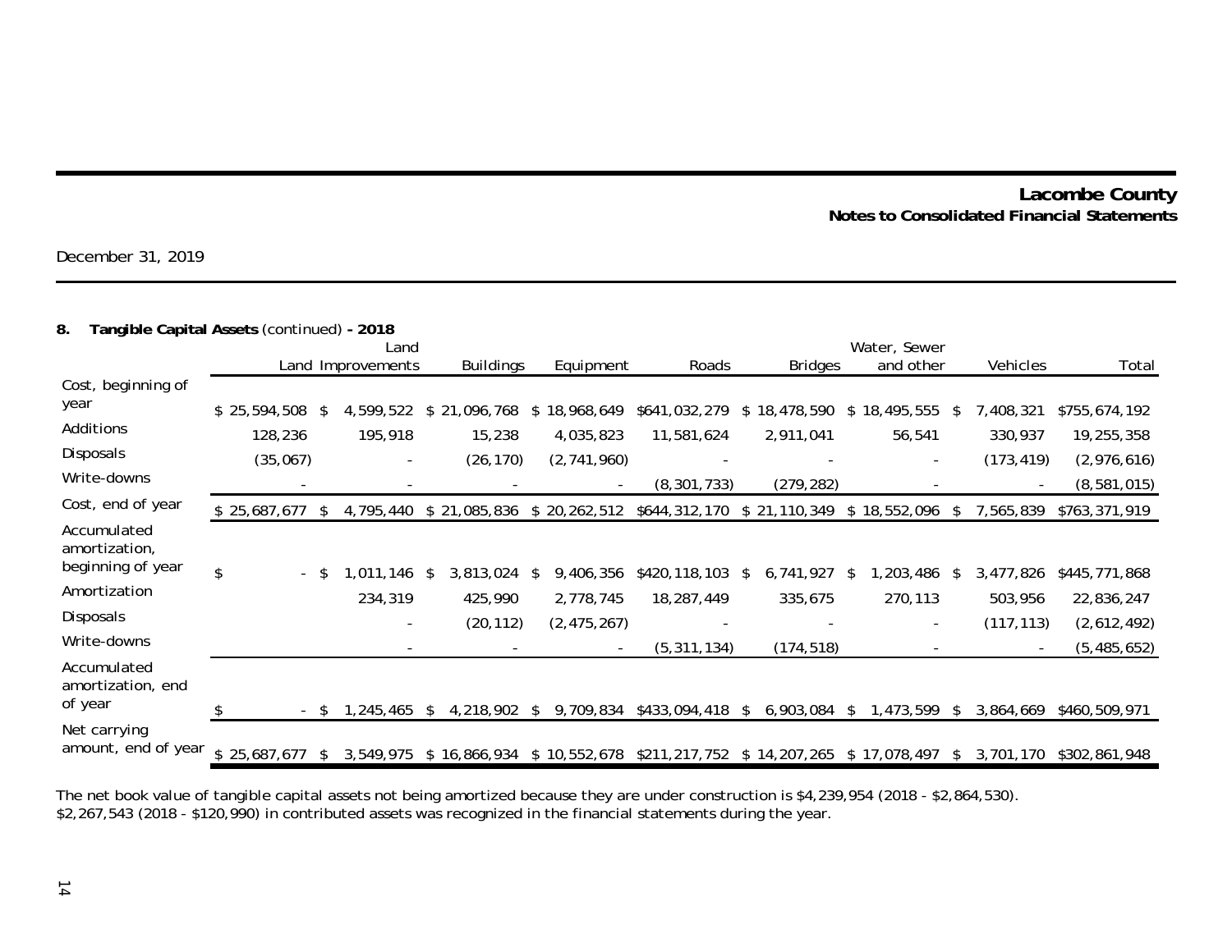# Lacombe County

## Notes to Consolidated Financial Statements

December 31, 2019

### 8. Tangible Capital Assets (continued) - 2018

| | Land | Land Improvements | Buildings | Equipment | Roads | Bridges | Water, Sewer and other | Vehicles | Total |
|---|---|---|---|---|---|---|---|---|---|
| Cost, beginning of year | $ 25,594,508 | $ 4,599,522 | $ 21,096,768 | $ 18,968,649 | $641,032,279 | $ 18,478,590 | $ 18,495,555 | $ 7,408,321 | $755,674,192 |
| Additions | 128,236 | 195,918 | 15,238 | 4,035,823 | 11,581,624 | 2,911,041 | 56,541 | 330,937 | 19,255,358 |
| Disposals | (35,067) | - | (26,170) | (2,741,960) | - | - | - | (173,419) | (2,976,616) |
| Write-downs | - | - | - | - | (8,301,733) | (279,282) | - | - | (8,581,015) |
| Cost, end of year | $ 25,687,677 | $ 4,795,440 | $ 21,085,836 | $ 20,262,512 | $644,312,170 | $ 21,110,349 | $ 18,552,096 | $ 7,565,839 | $763,371,919 |
| Accumulated amortization, beginning of year | $ - | $ 1,011,146 | $ 3,813,024 | $ 9,406,356 | $420,118,103 | $ 6,741,927 | $ 1,203,486 | $ 3,477,826 | $445,771,868 |
| Amortization | | 234,319 | 425,990 | 2,778,745 | 18,287,449 | 335,675 | 270,113 | 503,956 | 22,836,247 |
| Disposals | | - | (20,112) | (2,475,267) | - | - | - | (117,113) | (2,612,492) |
| Write-downs | | - | - | - | (5,311,134) | (174,518) | - | - | (5,485,652) |
| Accumulated amortization, end of year | $ - | $ 1,245,465 | $ 4,218,902 | $ 9,709,834 | $433,094,418 | $ 6,903,084 | $ 1,473,599 | $ 3,864,669 | $460,509,971 |
| Net carrying amount, end of year | $ 25,687,677 | $ 3,549,975 | $ 16,866,934 | $ 10,552,678 | $211,217,752 | $ 14,207,265 | $ 17,078,497 | $ 3,701,170 | $302,861,948 |

The net book value of tangible capital assets not being amortized because they are under construction is $4,239,954 (2018 - $2,864,530).
$2,267,543 (2018 - $120,990) in contributed assets was recognized in the financial statements during the year.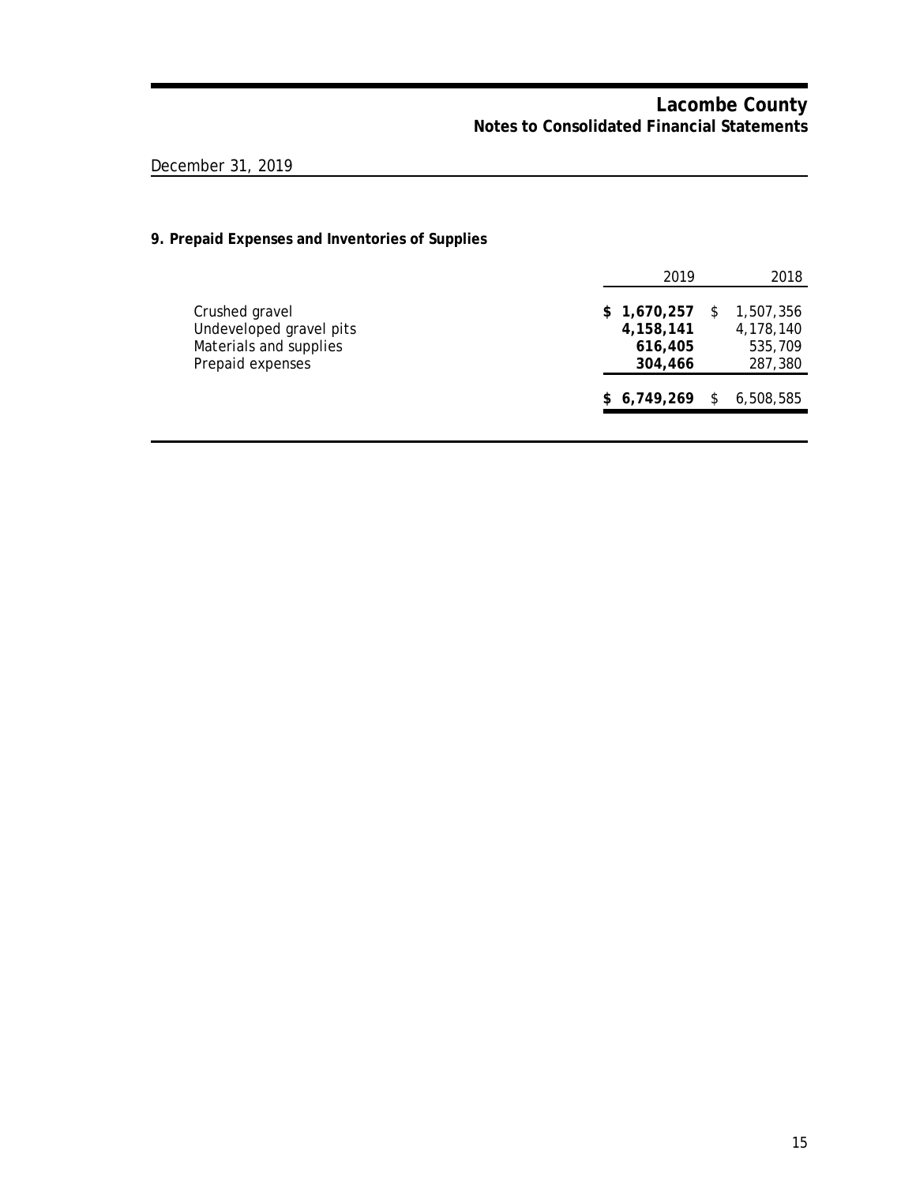## 9. Prepaid Expenses and Inventories of Supplies

| | 2019 | 2018 |
|---|---|---|
| Crushed gravel | **$ 1,670,257** | $ 1,507,356 |
| Undeveloped gravel pits | **4,158,141** | 4,178,140 |
| Materials and supplies | **616,405** | 535,709 |
| Prepaid expenses | **304,466** | 287,380 |
| | **$ 6,749,269** | $ 6,508,585 |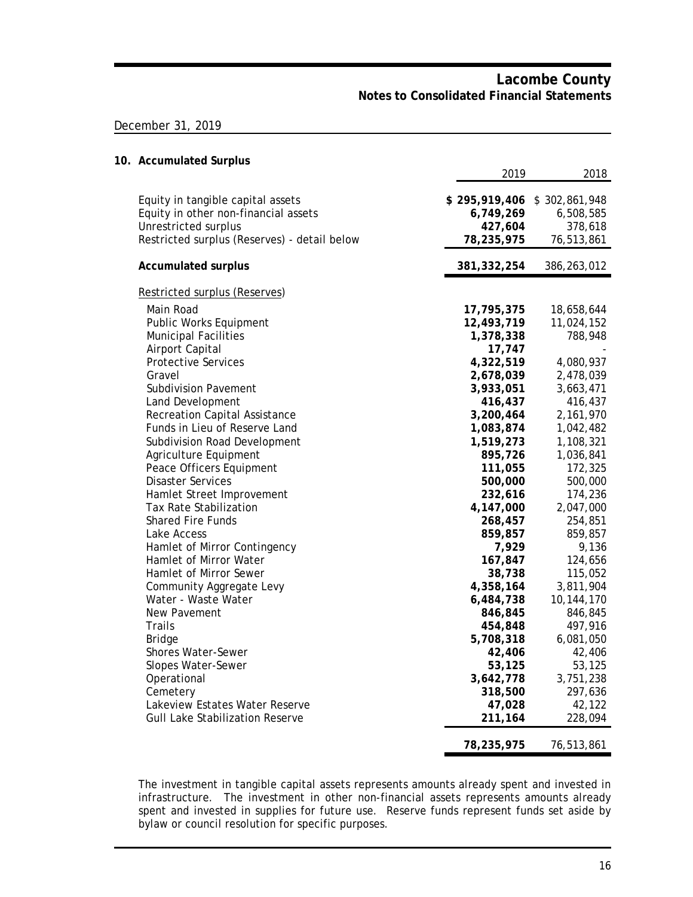Lacombe County
Notes to Consolidated Financial Statements

December 31, 2019

## 10. Accumulated Surplus

| | 2019 | 2018 |
|---|---|---|
| Equity in tangible capital assets | **$ 295,919,406** | $ 302,861,948 |
| Equity in other non-financial assets | **6,749,269** | 6,508,585 |
| Unrestricted surplus | **427,604** | 378,618 |
| Restricted surplus (Reserves) - detail below | **78,235,975** | 76,513,861 |
| **Accumulated surplus** | **381,332,254** | 386,263,012 |
| Restricted surplus (Reserves) | | |
| Main Road | **17,795,375** | 18,658,644 |
| Public Works Equipment | **12,493,719** | 11,024,152 |
| Municipal Facilities | **1,378,338** | 788,948 |
| Airport Capital | **17,747** | - |
| Protective Services | **4,322,519** | 4,080,937 |
| Gravel | **2,678,039** | 2,478,039 |
| Subdivision Pavement | **3,933,051** | 3,663,471 |
| Land Development | **416,437** | 416,437 |
| Recreation Capital Assistance | **3,200,464** | 2,161,970 |
| Funds in Lieu of Reserve Land | **1,083,874** | 1,042,482 |
| Subdivision Road Development | **1,519,273** | 1,108,321 |
| Agriculture Equipment | **895,726** | 1,036,841 |
| Peace Officers Equipment | **111,055** | 172,325 |
| Disaster Services | **500,000** | 500,000 |
| Hamlet Street Improvement | **232,616** | 174,236 |
| Tax Rate Stabilization | **4,147,000** | 2,047,000 |
| Shared Fire Funds | **268,457** | 254,851 |
| Lake Access | **859,857** | 859,857 |
| Hamlet of Mirror Contingency | **7,929** | 9,136 |
| Hamlet of Mirror Water | **167,847** | 124,656 |
| Hamlet of Mirror Sewer | **38,738** | 115,052 |
| Community Aggregate Levy | **4,358,164** | 3,811,904 |
| Water - Waste Water | **6,484,738** | 10,144,170 |
| New Pavement | **846,845** | 846,845 |
| Trails | **454,848** | 497,916 |
| Bridge | **5,708,318** | 6,081,050 |
| Shores Water-Sewer | **42,406** | 42,406 |
| Slopes Water-Sewer | **53,125** | 53,125 |
| Operational | **3,642,778** | 3,751,238 |
| Cemetery | **318,500** | 297,636 |
| Lakeview Estates Water Reserve | **47,028** | 42,122 |
| Gull Lake Stabilization Reserve | **211,164** | 228,094 |
| | **78,235,975** | 76,513,861 |

The investment in tangible capital assets represents amounts already spent and invested in infrastructure. The investment in other non-financial assets represents amounts already spent and invested in supplies for future use. Reserve funds represent funds set aside by bylaw or council resolution for specific purposes.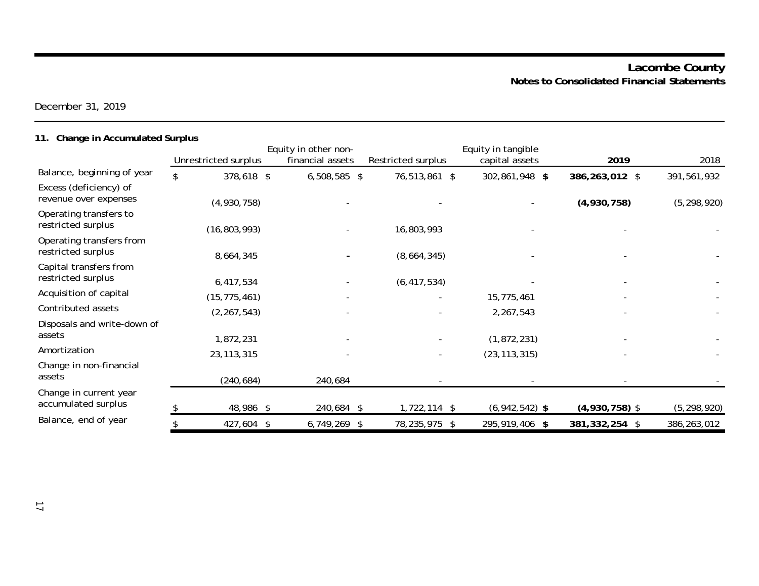December 31, 2019

## 11. Change in Accumulated Surplus

| | Unrestricted surplus | Equity in other non-financial assets | Restricted surplus | Equity in tangible capital assets | **2019** | 2018 |
|---|---|---|---|---|---|---|
| Balance, beginning of year | $ 378,618 | $ 6,508,585 | $ 76,513,861 | $ 302,861,948 | **$ 386,263,012** | $ 391,561,932 |
| Excess (deficiency) of revenue over expenses | (4,930,758) | - | - | - | **(4,930,758)** | (5,298,920) |
| Operating transfers to restricted surplus | (16,803,993) | - | 16,803,993 | - | - | - |
| Operating transfers from restricted surplus | 8,664,345 | - | (8,664,345) | - | - | - |
| Capital transfers from restricted surplus | 6,417,534 | - | (6,417,534) | - | - | - |
| Acquisition of capital | (15,775,461) | - | - | 15,775,461 | - | - |
| Contributed assets | (2,267,543) | - | - | 2,267,543 | - | - |
| Disposals and write-down of assets | 1,872,231 | - | - | (1,872,231) | - | - |
| Amortization | 23,113,315 | - | - | (23,113,315) | - | - |
| Change in non-financial assets | (240,684) | 240,684 | - | - | - | - |
| Change in current year accumulated surplus | $ 48,986 | $ 240,684 | $ 1,722,114 | $ (6,942,542) | **$ (4,930,758)** | $ (5,298,920) |
| Balance, end of year | $ 427,604 | $ 6,749,269 | $ 78,235,975 | $ 295,919,406 | **$ 381,332,254** | $ 386,263,012 |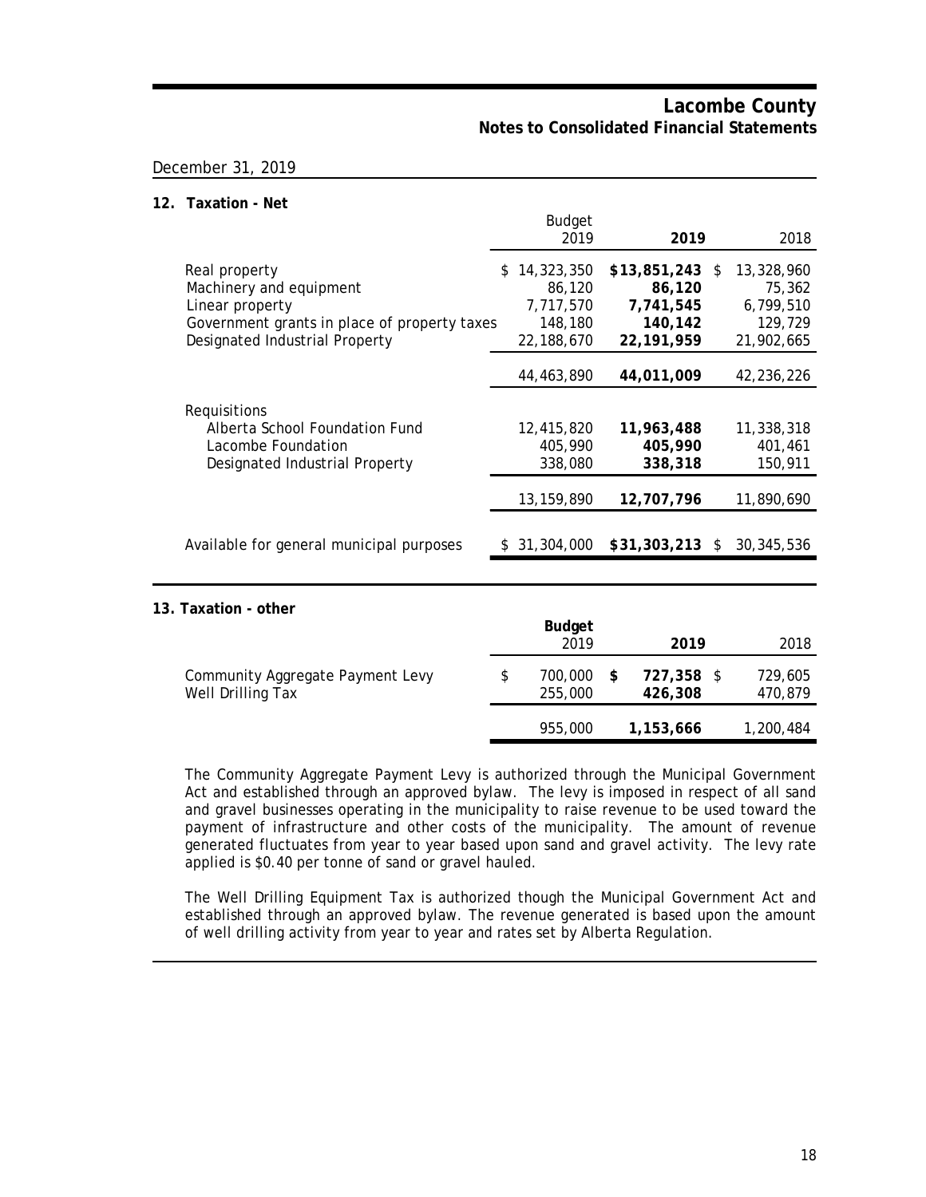**Lacombe County**
**Notes to Consolidated Financial Statements**

December 31, 2019

## 12. Taxation - Net

| | Budget 2019 | **2019** | 2018 |
|---|---|---|---|
| Real property | $ 14,323,350 | **$13,851,243** | $ 13,328,960 |
| Machinery and equipment | 86,120 | **86,120** | 75,362 |
| Linear property | 7,717,570 | **7,741,545** | 6,799,510 |
| Government grants in place of property taxes | 148,180 | **140,142** | 129,729 |
| Designated Industrial Property | 22,188,670 | **22,191,959** | 21,902,665 |
| | 44,463,890 | **44,011,009** | 42,236,226 |
| Requisitions | | | |
| Alberta School Foundation Fund | 12,415,820 | **11,963,488** | 11,338,318 |
| Lacombe Foundation | 405,990 | **405,990** | 401,461 |
| Designated Industrial Property | 338,080 | **338,318** | 150,911 |
| | 13,159,890 | **12,707,796** | 11,890,690 |
| Available for general municipal purposes | $ 31,304,000 | **$31,303,213** | $ 30,345,536 |

## 13. Taxation - other

| | **Budget** 2019 | **2019** | 2018 |
|---|---|---|---|
| Community Aggregate Payment Levy | $ 700,000 | **$ 727,358** | $ 729,605 |
| Well Drilling Tax | 255,000 | **426,308** | 470,879 |
| | 955,000 | **1,153,666** | 1,200,484 |

The Community Aggregate Payment Levy is authorized through the Municipal Government Act and established through an approved bylaw. The levy is imposed in respect of all sand and gravel businesses operating in the municipality to raise revenue to be used toward the payment of infrastructure and other costs of the municipality. The amount of revenue generated fluctuates from year to year based upon sand and gravel activity. The levy rate applied is $0.40 per tonne of sand or gravel hauled.

The Well Drilling Equipment Tax is authorized though the Municipal Government Act and established through an approved bylaw. The revenue generated is based upon the amount of well drilling activity from year to year and rates set by Alberta Regulation.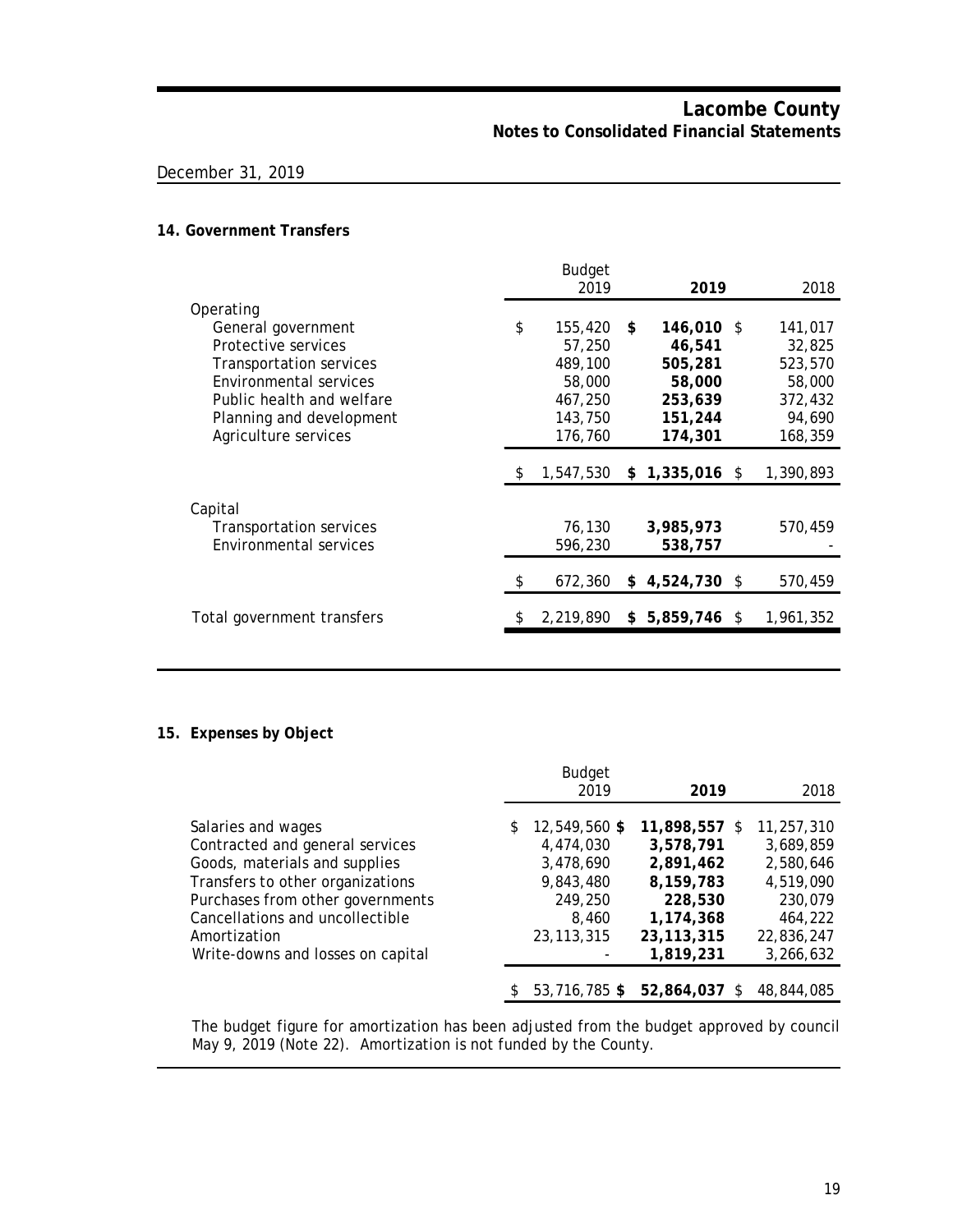December 31, 2019

## 14. Government Transfers

| | Budget 2019 | 2019 | 2018 |
|---|---|---|---|
| Operating | | | |
| General government | $ 155,420 | **$ 146,010** | $ 141,017 |
| Protective services | 57,250 | **46,541** | 32,825 |
| Transportation services | 489,100 | **505,281** | 523,570 |
| Environmental services | 58,000 | **58,000** | 58,000 |
| Public health and welfare | 467,250 | **253,639** | 372,432 |
| Planning and development | 143,750 | **151,244** | 94,690 |
| Agriculture services | 176,760 | **174,301** | 168,359 |
| | $ 1,547,530 | **$ 1,335,016** | $ 1,390,893 |
| Capital | | | |
| Transportation services | 76,130 | **3,985,973** | 570,459 |
| Environmental services | 596,230 | **538,757** | - |
| | $ 672,360 | **$ 4,524,730** | $ 570,459 |
| Total government transfers | $ 2,219,890 | **$ 5,859,746** | $ 1,961,352 |

## 15. Expenses by Object

| | Budget 2019 | 2019 | 2018 |
|---|---|---|---|
| Salaries and wages | $ 12,549,560 | **$ 11,898,557** | $ 11,257,310 |
| Contracted and general services | 4,474,030 | **3,578,791** | 3,689,859 |
| Goods, materials and supplies | 3,478,690 | **2,891,462** | 2,580,646 |
| Transfers to other organizations | 9,843,480 | **8,159,783** | 4,519,090 |
| Purchases from other governments | 249,250 | **228,530** | 230,079 |
| Cancellations and uncollectible | 8,460 | **1,174,368** | 464,222 |
| Amortization | 23,113,315 | **23,113,315** | 22,836,247 |
| Write-downs and losses on capital | - | **1,819,231** | 3,266,632 |
| | $ 53,716,785 | **$ 52,864,037** | $ 48,844,085 |

The budget figure for amortization has been adjusted from the budget approved by council May 9, 2019 (Note 22). Amortization is not funded by the County.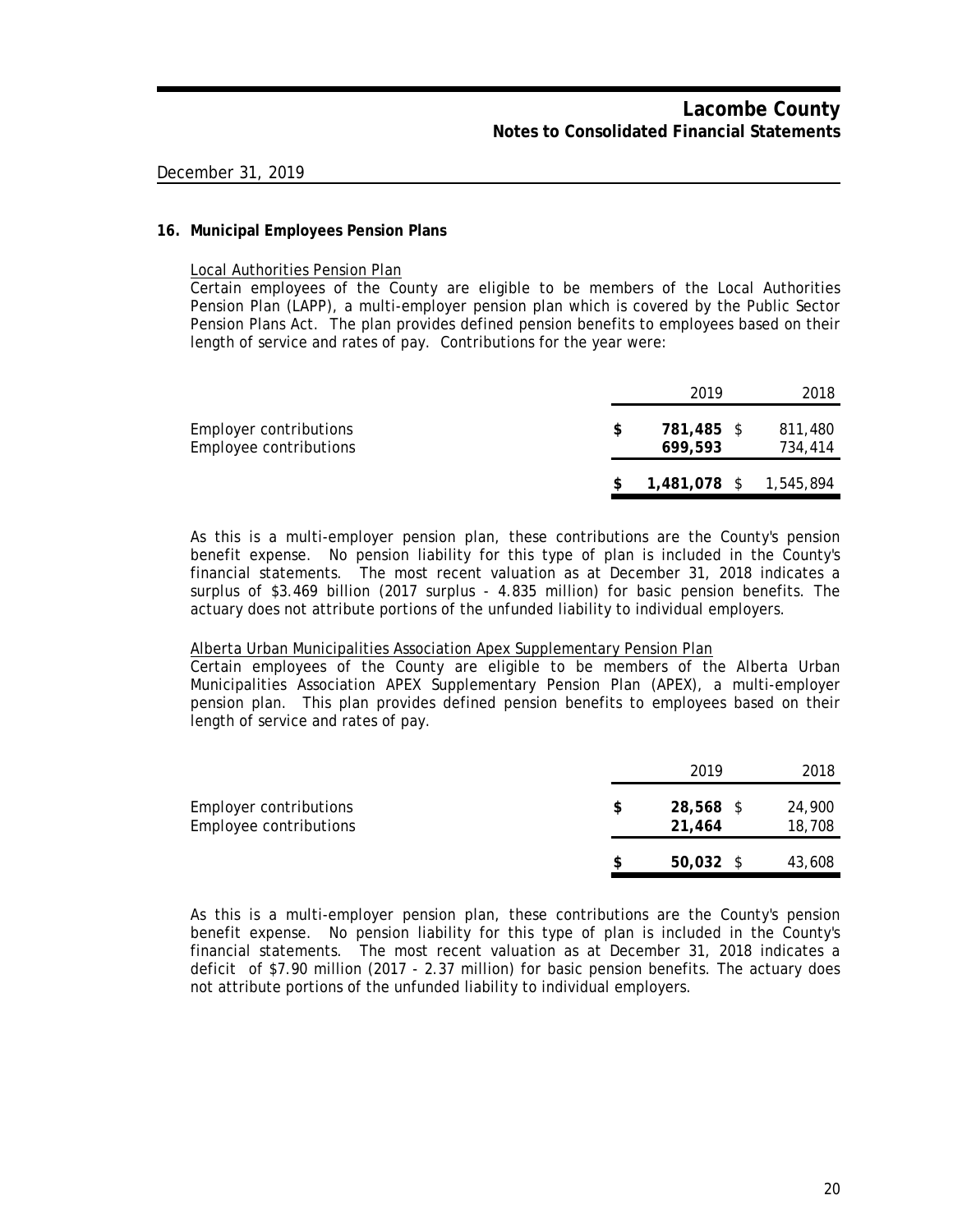December 31, 2019

## 16. Municipal Employees Pension Plans

Local Authorities Pension Plan

Certain employees of the County are eligible to be members of the Local Authorities Pension Plan (LAPP), a multi-employer pension plan which is covered by the Public Sector Pension Plans Act. The plan provides defined pension benefits to employees based on their length of service and rates of pay. Contributions for the year were:

| | 2019 | 2018 |
|---|---|---|
| Employer contributions | $ **781,485** | $ 811,480 |
| Employee contributions | **699,593** | 734,414 |
| | $ **1,481,078** | $ 1,545,894 |

As this is a multi-employer pension plan, these contributions are the County's pension benefit expense. No pension liability for this type of plan is included in the County's financial statements. The most recent valuation as at December 31, 2018 indicates a surplus of $3.469 billion (2017 surplus - 4.835 million) for basic pension benefits. The actuary does not attribute portions of the unfunded liability to individual employers.

Alberta Urban Municipalities Association Apex Supplementary Pension Plan

Certain employees of the County are eligible to be members of the Alberta Urban Municipalities Association APEX Supplementary Pension Plan (APEX), a multi-employer pension plan. This plan provides defined pension benefits to employees based on their length of service and rates of pay.

| | 2019 | 2018 |
|---|---|---|
| Employer contributions | $ **28,568** | $ 24,900 |
| Employee contributions | **21,464** | 18,708 |
| | $ **50,032** | $ 43,608 |

As this is a multi-employer pension plan, these contributions are the County's pension benefit expense. No pension liability for this type of plan is included in the County's financial statements. The most recent valuation as at December 31, 2018 indicates a deficit of $7.90 million (2017 - 2.37 million) for basic pension benefits. The actuary does not attribute portions of the unfunded liability to individual employers.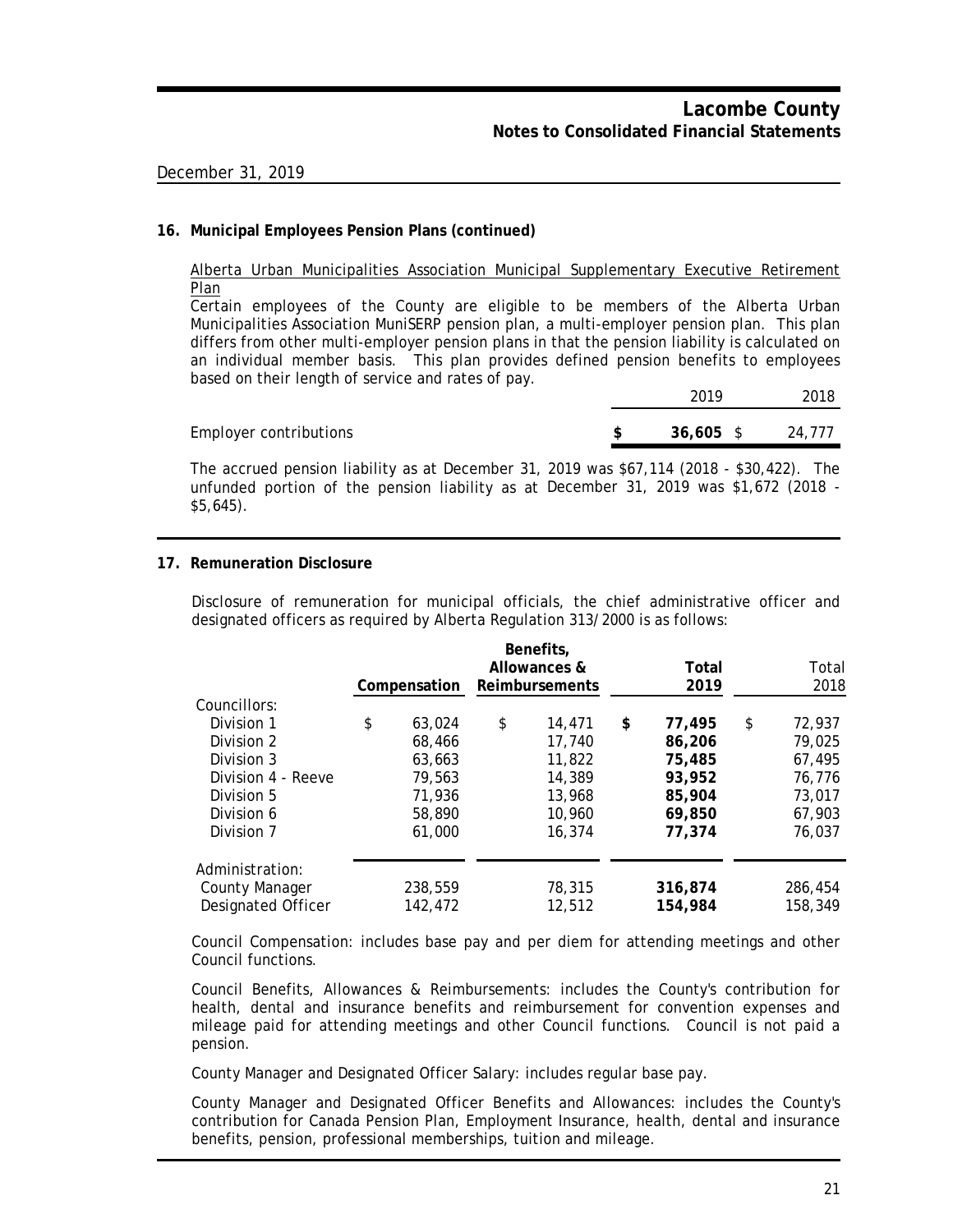## 16. Municipal Employees Pension Plans (continued)

Alberta Urban Municipalities Association Municipal Supplementary Executive Retirement Plan

Certain employees of the County are eligible to be members of the Alberta Urban Municipalities Association MuniSERP pension plan, a multi-employer pension plan. This plan differs from other multi-employer pension plans in that the pension liability is calculated on an individual member basis. This plan provides defined pension benefits to employees based on their length of service and rates of pay.

| | 2019 | 2018 |
|---|---|---|
| Employer contributions | **$ 36,605** | $ 24,777 |

The accrued pension liability as at December 31, 2019 was $67,114 (2018 - $30,422). The unfunded portion of the pension liability as at December 31, 2019 was $1,672 (2018 - $5,645).

## 17. Remuneration Disclosure

Disclosure of remuneration for municipal officials, the chief administrative officer and designated officers as required by Alberta Regulation 313/2000 is as follows:

| | Compensation | Benefits, Allowances & Reimbursements | Total 2019 | Total 2018 |
|---|---|---|---|---|
| Councillors: | | | | |
| Division 1 | $ 63,024 | $ 14,471 | **$ 77,495** | $ 72,937 |
| Division 2 | 68,466 | 17,740 | **86,206** | 79,025 |
| Division 3 | 63,663 | 11,822 | **75,485** | 67,495 |
| Division 4 - Reeve | 79,563 | 14,389 | **93,952** | 76,776 |
| Division 5 | 71,936 | 13,968 | **85,904** | 73,017 |
| Division 6 | 58,890 | 10,960 | **69,850** | 67,903 |
| Division 7 | 61,000 | 16,374 | **77,374** | 76,037 |
| Administration: | | | | |
| County Manager | 238,559 | 78,315 | **316,874** | 286,454 |
| Designated Officer | 142,472 | 12,512 | **154,984** | 158,349 |

Council Compensation: includes base pay and per diem for attending meetings and other Council functions.

Council Benefits, Allowances & Reimbursements: includes the County's contribution for health, dental and insurance benefits and reimbursement for convention expenses and mileage paid for attending meetings and other Council functions. Council is not paid a pension.

County Manager and Designated Officer Salary: includes regular base pay.

County Manager and Designated Officer Benefits and Allowances: includes the County's contribution for Canada Pension Plan, Employment Insurance, health, dental and insurance benefits, pension, professional memberships, tuition and mileage.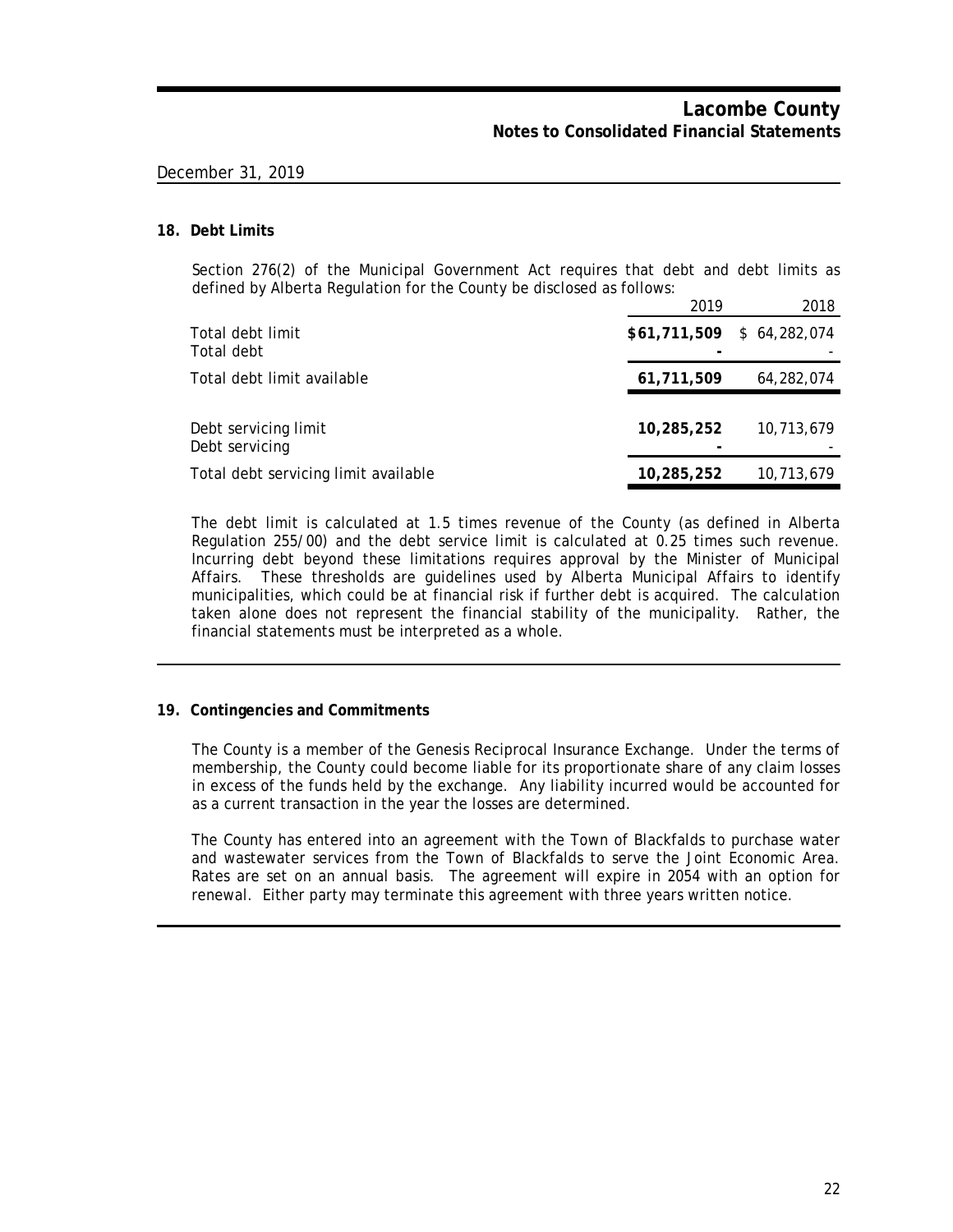December 31, 2019

## 18. Debt Limits

Section 276(2) of the Municipal Government Act requires that debt and debt limits as defined by Alberta Regulation for the County be disclosed as follows:

| | 2019 | 2018 |
|---|---|---|
| Total debt limit | **$61,711,509** | $ 64,282,074 |
| Total debt | **-** | - |
| Total debt limit available | **61,711,509** | 64,282,074 |
| | | |
| Debt servicing limit | **10,285,252** | 10,713,679 |
| Debt servicing | **-** | - |
| Total debt servicing limit available | **10,285,252** | 10,713,679 |

The debt limit is calculated at 1.5 times revenue of the County (as defined in Alberta Regulation 255/00) and the debt service limit is calculated at 0.25 times such revenue. Incurring debt beyond these limitations requires approval by the Minister of Municipal Affairs. These thresholds are guidelines used by Alberta Municipal Affairs to identify municipalities, which could be at financial risk if further debt is acquired. The calculation taken alone does not represent the financial stability of the municipality. Rather, the financial statements must be interpreted as a whole.

## 19. Contingencies and Commitments

The County is a member of the Genesis Reciprocal Insurance Exchange. Under the terms of membership, the County could become liable for its proportionate share of any claim losses in excess of the funds held by the exchange. Any liability incurred would be accounted for as a current transaction in the year the losses are determined.

The County has entered into an agreement with the Town of Blackfalds to purchase water and wastewater services from the Town of Blackfalds to serve the Joint Economic Area. Rates are set on an annual basis. The agreement will expire in 2054 with an option for renewal. Either party may terminate this agreement with three years written notice.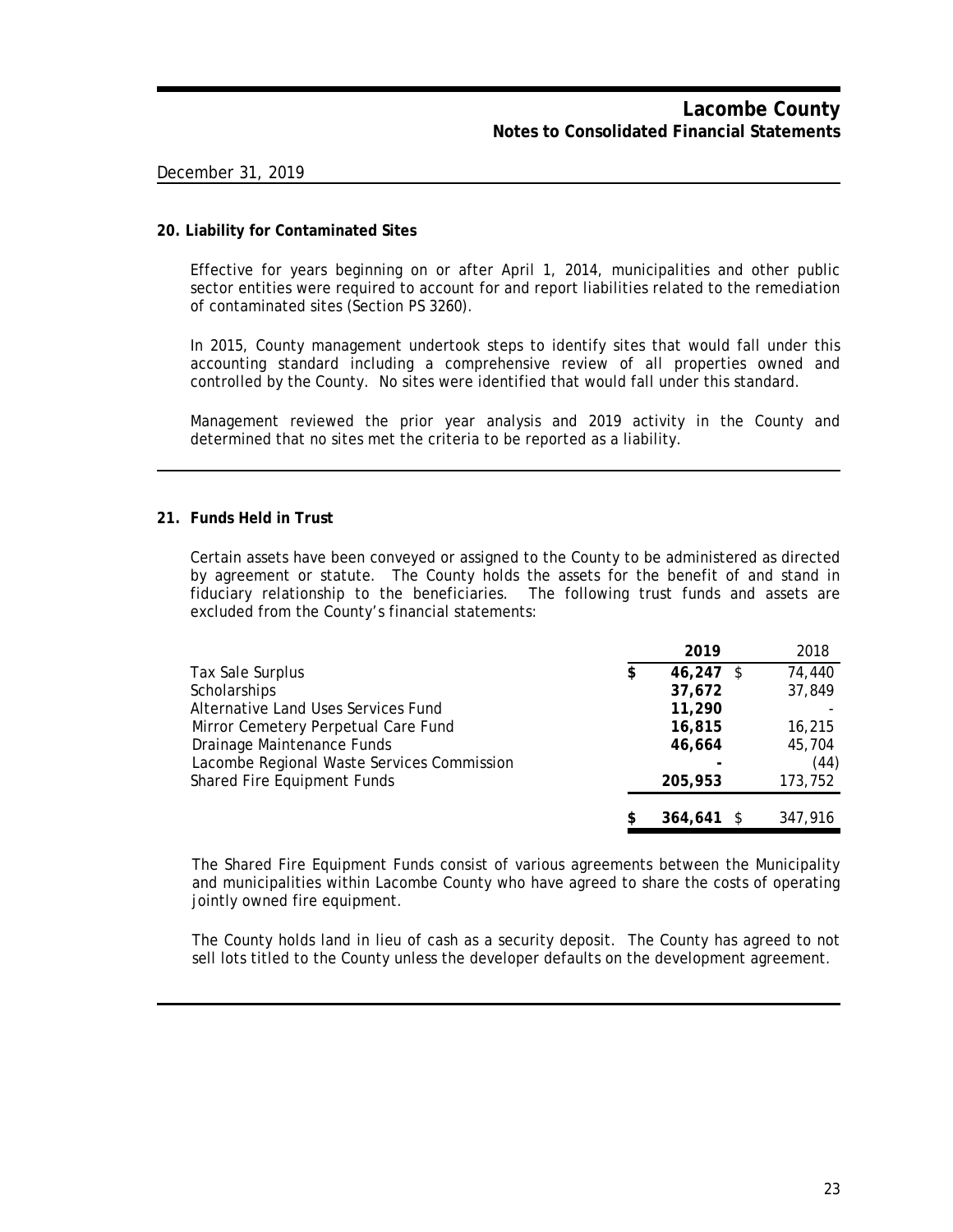# Lacombe County
## Notes to Consolidated Financial Statements

December 31, 2019

### 20. Liability for Contaminated Sites

Effective for years beginning on or after April 1, 2014, municipalities and other public sector entities were required to account for and report liabilities related to the remediation of contaminated sites (Section PS 3260).

In 2015, County management undertook steps to identify sites that would fall under this accounting standard including a comprehensive review of all properties owned and controlled by the County. No sites were identified that would fall under this standard.

Management reviewed the prior year analysis and 2019 activity in the County and determined that no sites met the criteria to be reported as a liability.

### 21. Funds Held in Trust

Certain assets have been conveyed or assigned to the County to be administered as directed by agreement or statute. The County holds the assets for the benefit of and stand in fiduciary relationship to the beneficiaries. The following trust funds and assets are excluded from the County's financial statements:

| | **2019** | 2018 |
|---|---|---|
| Tax Sale Surplus | **$ 46,247** | $ 74,440 |
| Scholarships | **37,672** | 37,849 |
| Alternative Land Uses Services Fund | **11,290** | - |
| Mirror Cemetery Perpetual Care Fund | **16,815** | 16,215 |
| Drainage Maintenance Funds | **46,664** | 45,704 |
| Lacombe Regional Waste Services Commission | **-** | (44) |
| Shared Fire Equipment Funds | **205,953** | 173,752 |
| | **$ 364,641** | $ 347,916 |

The Shared Fire Equipment Funds consist of various agreements between the Municipality and municipalities within Lacombe County who have agreed to share the costs of operating jointly owned fire equipment.

The County holds land in lieu of cash as a security deposit. The County has agreed to not sell lots titled to the County unless the developer defaults on the development agreement.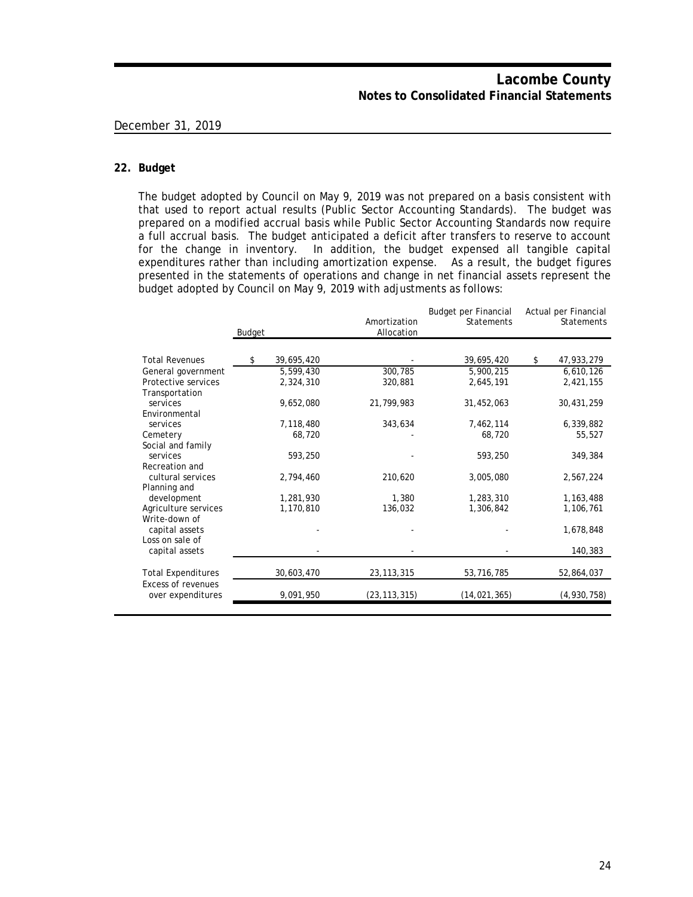December 31, 2019

## 22. Budget

The budget adopted by Council on May 9, 2019 was not prepared on a basis consistent with that used to report actual results (Public Sector Accounting Standards). The budget was prepared on a modified accrual basis while Public Sector Accounting Standards now require a full accrual basis. The budget anticipated a deficit after transfers to reserve to account for the change in inventory. In addition, the budget expensed all tangible capital expenditures rather than including amortization expense. As a result, the budget figures presented in the statements of operations and change in net financial assets represent the budget adopted by Council on May 9, 2019 with adjustments as follows:

| | Budget | Amortization Allocation | Budget per Financial Statements | Actual per Financial Statements |
|---|---|---|---|---|
| Total Revenues | $ 39,695,420 | - | 39,695,420 | $ 47,933,279 |
| General government | 5,599,430 | 300,785 | 5,900,215 | 6,610,126 |
| Protective services | 2,324,310 | 320,881 | 2,645,191 | 2,421,155 |
| Transportation services | 9,652,080 | 21,799,983 | 31,452,063 | 30,431,259 |
| Environmental services | 7,118,480 | 343,634 | 7,462,114 | 6,339,882 |
| Cemetery | 68,720 | - | 68,720 | 55,527 |
| Social and family services | 593,250 | - | 593,250 | 349,384 |
| Recreation and cultural services | 2,794,460 | 210,620 | 3,005,080 | 2,567,224 |
| Planning and development | 1,281,930 | 1,380 | 1,283,310 | 1,163,488 |
| Agriculture services | 1,170,810 | 136,032 | 1,306,842 | 1,106,761 |
| Write-down of capital assets | - | - | - | 1,678,848 |
| Loss on sale of capital assets | - | - | - | 140,383 |
| Total Expenditures | 30,603,470 | 23,113,315 | 53,716,785 | 52,864,037 |
| Excess of revenues over expenditures | 9,091,950 | (23,113,315) | (14,021,365) | (4,930,758) |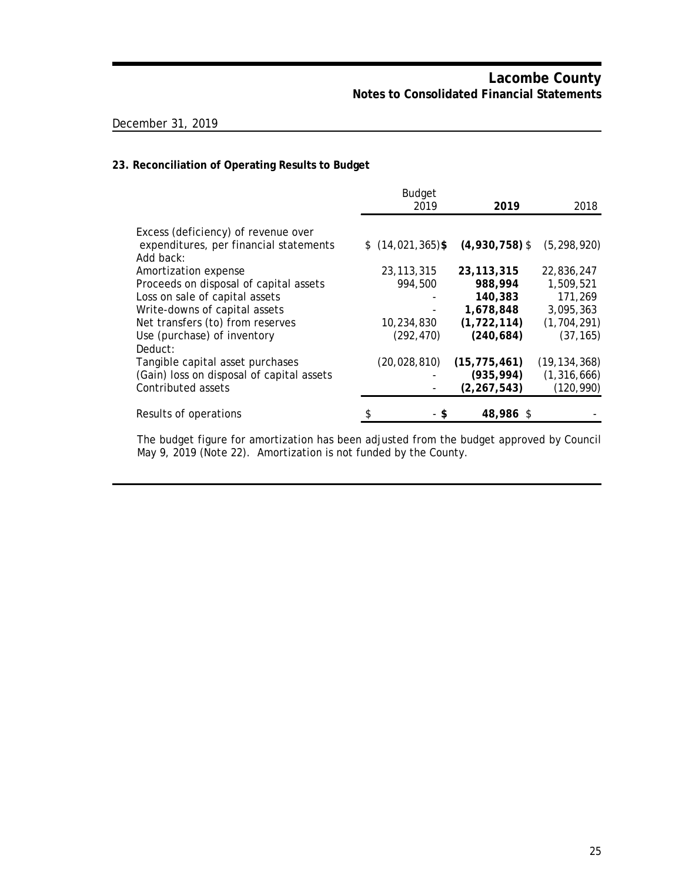## December 31, 2019

### 23. Reconciliation of Operating Results to Budget

| | Budget 2019 | 2019 | 2018 |
|---|---|---|---|
| Excess (deficiency) of revenue over expenditures, per financial statements | $ (14,021,365) | **$ (4,930,758)** | $ (5,298,920) |
| Add back: | | | |
| Amortization expense | 23,113,315 | **23,113,315** | 22,836,247 |
| Proceeds on disposal of capital assets | 994,500 | **988,994** | 1,509,521 |
| Loss on sale of capital assets | - | **140,383** | 171,269 |
| Write-downs of capital assets | - | **1,678,848** | 3,095,363 |
| Net transfers (to) from reserves | 10,234,830 | **(1,722,114)** | (1,704,291) |
| Use (purchase) of inventory | (292,470) | **(240,684)** | (37,165) |
| Deduct: | | | |
| Tangible capital asset purchases | (20,028,810) | **(15,775,461)** | (19,134,368) |
| (Gain) loss on disposal of capital assets | - | **(935,994)** | (1,316,666) |
| Contributed assets | - | **(2,267,543)** | (120,990) |
| Results of operations | $ - | **$ 48,986** | $ - |

The budget figure for amortization has been adjusted from the budget approved by Council May 9, 2019 (Note 22). Amortization is not funded by the County.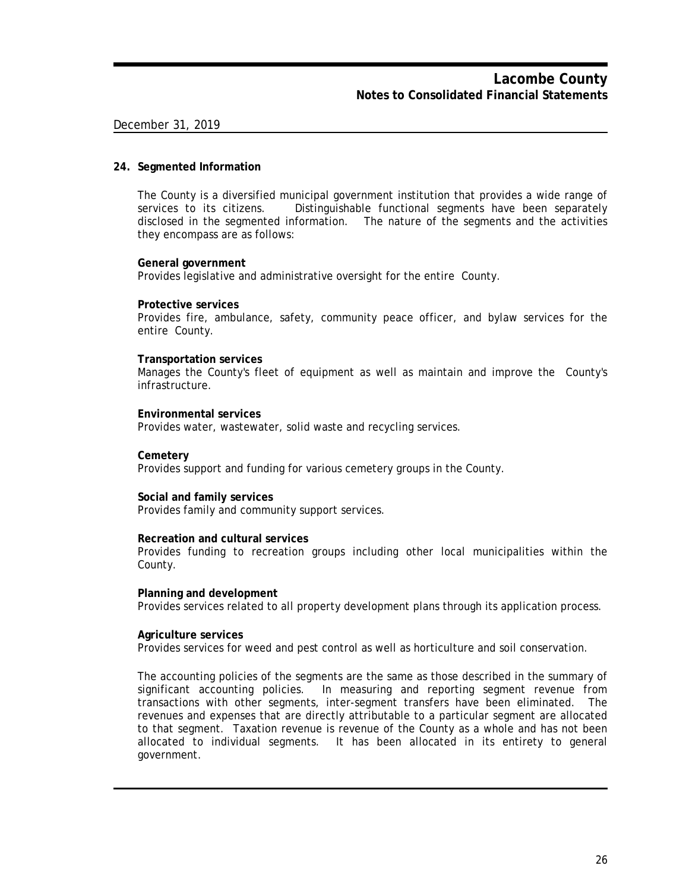December 31, 2019

## 24. Segmented Information

The County is a diversified municipal government institution that provides a wide range of services to its citizens. Distinguishable functional segments have been separately disclosed in the segmented information. The nature of the segments and the activities they encompass are as follows:

**General government**
Provides legislative and administrative oversight for the entire County.

**Protective services**
Provides fire, ambulance, safety, community peace officer, and bylaw services for the entire County.

**Transportation services**
Manages the County's fleet of equipment as well as maintain and improve the County's infrastructure.

**Environmental services**
Provides water, wastewater, solid waste and recycling services.

**Cemetery**
Provides support and funding for various cemetery groups in the County.

**Social and family services**
Provides family and community support services.

**Recreation and cultural services**
Provides funding to recreation groups including other local municipalities within the County.

**Planning and development**
Provides services related to all property development plans through its application process.

**Agriculture services**
Provides services for weed and pest control as well as horticulture and soil conservation.

The accounting policies of the segments are the same as those described in the summary of significant accounting policies. In measuring and reporting segment revenue from transactions with other segments, inter-segment transfers have been eliminated. The revenues and expenses that are directly attributable to a particular segment are allocated to that segment. Taxation revenue is revenue of the County as a whole and has not been allocated to individual segments. It has been allocated in its entirety to general government.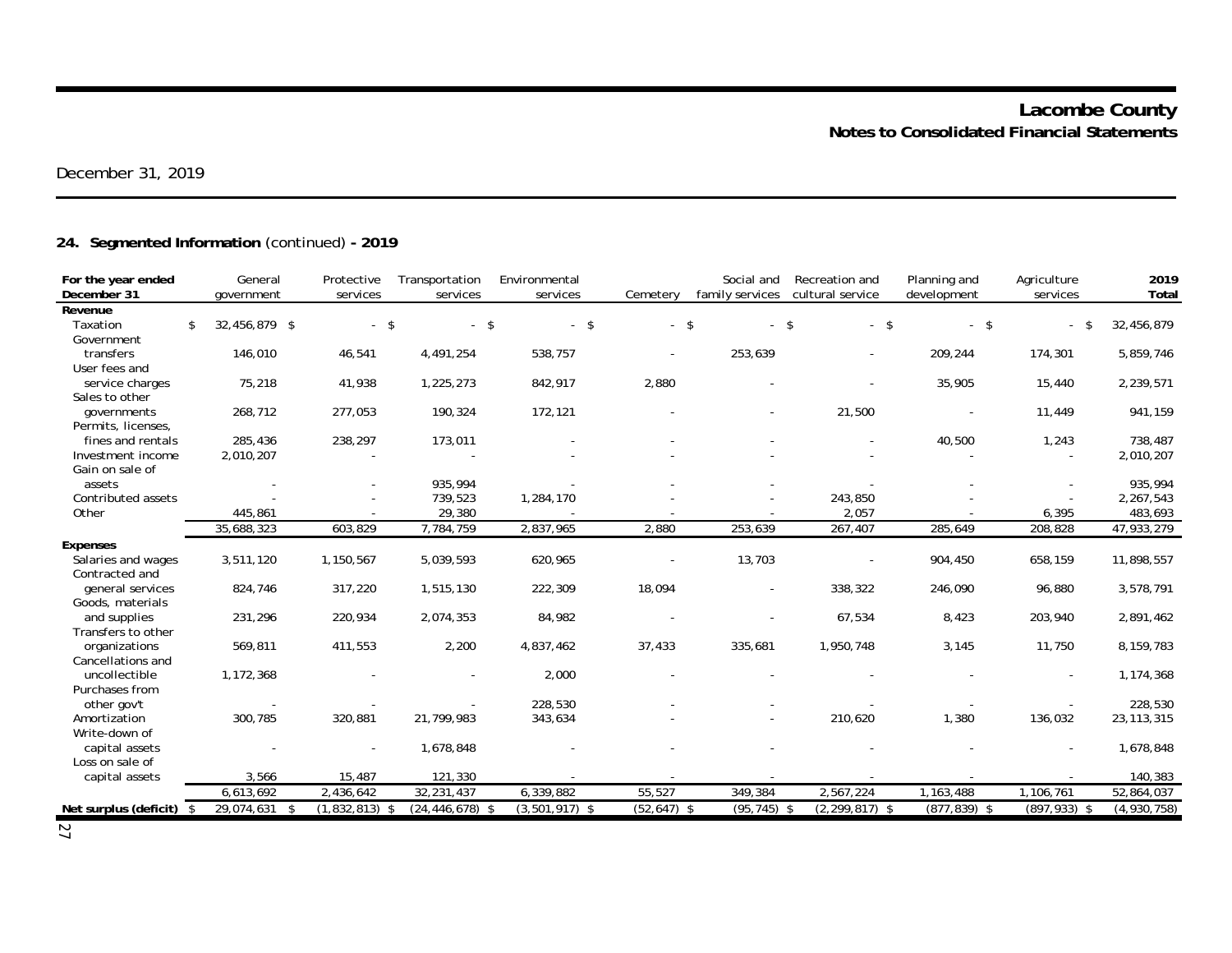# Lacombe County
## Notes to Consolidated Financial Statements

December 31, 2019

### 24. Segmented Information (continued) - 2019

| For the year ended December 31 | General government | Protective services | Transportation services | Environmental services | Cemetery | Social and family services | Recreation and cultural service | Planning and development | Agriculture services | 2019 Total |
|---|---|---|---|---|---|---|---|---|---|---|
| **Revenue** | | | | | | | | | | |
| Taxation | $ 32,456,879 | $ - | $ - | $ - | $ - | $ - | $ - | $ - | $ - | $ 32,456,879 |
| Government transfers | 146,010 | 46,541 | 4,491,254 | 538,757 | - | 253,639 | - | 209,244 | 174,301 | 5,859,746 |
| User fees and service charges | 75,218 | 41,938 | 1,225,273 | 842,917 | 2,880 | - | - | 35,905 | 15,440 | 2,239,571 |
| Sales to other governments | 268,712 | 277,053 | 190,324 | 172,121 | - | - | 21,500 | - | 11,449 | 941,159 |
| Permits, licenses, fines and rentals | 285,436 | 238,297 | 173,011 | - | - | - | - | 40,500 | 1,243 | 738,487 |
| Investment income | 2,010,207 | - | - | - | - | - | - | - | - | 2,010,207 |
| Gain on sale of assets | - | - | 935,994 | - | - | - | - | - | - | 935,994 |
| Contributed assets | - | - | 739,523 | 1,284,170 | - | - | 243,850 | - | - | 2,267,543 |
| Other | 445,861 | - | 29,380 | - | - | - | 2,057 | - | 6,395 | 483,693 |
| | 35,688,323 | 603,829 | 7,784,759 | 2,837,965 | 2,880 | 253,639 | 267,407 | 285,649 | 208,828 | 47,933,279 |
| **Expenses** | | | | | | | | | | |
| Salaries and wages | 3,511,120 | 1,150,567 | 5,039,593 | 620,965 | - | 13,703 | - | 904,450 | 658,159 | 11,898,557 |
| Contracted and general services | 824,746 | 317,220 | 1,515,130 | 222,309 | 18,094 | - | 338,322 | 246,090 | 96,880 | 3,578,791 |
| Goods, materials and supplies | 231,296 | 220,934 | 2,074,353 | 84,982 | - | - | 67,534 | 8,423 | 203,940 | 2,891,462 |
| Transfers to other organizations | 569,811 | 411,553 | 2,200 | 4,837,462 | 37,433 | 335,681 | 1,950,748 | 3,145 | 11,750 | 8,159,783 |
| Cancellations and uncollectible | 1,172,368 | - | - | 2,000 | - | - | - | - | - | 1,174,368 |
| Purchases from other gov't | - | - | - | 228,530 | - | - | - | - | - | 228,530 |
| Amortization | 300,785 | 320,881 | 21,799,983 | 343,634 | - | - | 210,620 | 1,380 | 136,032 | 23,113,315 |
| Write-down of capital assets | - | - | 1,678,848 | - | - | - | - | - | - | 1,678,848 |
| Loss on sale of capital assets | 3,566 | 15,487 | 121,330 | - | - | - | - | - | - | 140,383 |
| | 6,613,692 | 2,436,642 | 32,231,437 | 6,339,882 | 55,527 | 349,384 | 2,567,224 | 1,163,488 | 1,106,761 | 52,864,037 |
| **Net surplus (deficit)** | $ 29,074,631 | $ (1,832,813) | $ (24,446,678) | $ (3,501,917) | $ (52,647) | $ (95,745) | $ (2,299,817) | $ (877,839) | $ (897,933) | $ (4,930,758) |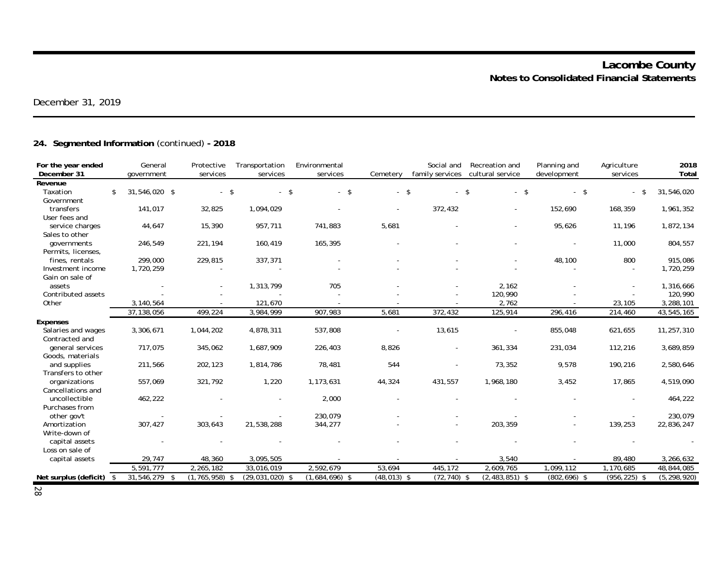# Lacombe County

## Notes to Consolidated Financial Statements

December 31, 2019

### 24. Segmented Information (continued) - 2018

| For the year ended December 31 | General government | Protective services | Transportation services | Environmental services | Cemetery | Social and family services | Recreation and cultural service | Planning and development | Agriculture services | 2018 Total |
|---|---|---|---|---|---|---|---|---|---|---|
| **Revenue** | | | | | | | | | | |
| Taxation | $ 31,546,020 | $ - | $ - | $ - | $ - | $ - | $ - | $ - | $ - | $ 31,546,020 |
| Government transfers | 141,017 | 32,825 | 1,094,029 | - | - | 372,432 | - | 152,690 | 168,359 | 1,961,352 |
| User fees and service charges | 44,647 | 15,390 | 957,711 | 741,883 | 5,681 | - | - | 95,626 | 11,196 | 1,872,134 |
| Sales to other governments | 246,549 | 221,194 | 160,419 | 165,395 | - | - | - | - | 11,000 | 804,557 |
| Permits, licenses, fines, rentals | 299,000 | 229,815 | 337,371 | - | - | - | - | 48,100 | 800 | 915,086 |
| Investment income | 1,720,259 | - | - | - | - | - | - | - | - | 1,720,259 |
| Gain on sale of assets | - | - | 1,313,799 | 705 | - | - | 2,162 | - | - | 1,316,666 |
| Contributed assets | - | - | - | - | - | - | 120,990 | - | - | 120,990 |
| Other | 3,140,564 | - | 121,670 | - | - | - | 2,762 | - | 23,105 | 3,288,101 |
| | 37,138,056 | 499,224 | 3,984,999 | 907,983 | 5,681 | 372,432 | 125,914 | 296,416 | 214,460 | 43,545,165 |
| **Expenses** | | | | | | | | | | |
| Salaries and wages | 3,306,671 | 1,044,202 | 4,878,311 | 537,808 | - | 13,615 | - | 855,048 | 621,655 | 11,257,310 |
| Contracted and general services | 717,075 | 345,062 | 1,687,909 | 226,403 | 8,826 | - | 361,334 | 231,034 | 112,216 | 3,689,859 |
| Goods, materials and supplies | 211,566 | 202,123 | 1,814,786 | 78,481 | 544 | - | 73,352 | 9,578 | 190,216 | 2,580,646 |
| Transfers to other organizations | 557,069 | 321,792 | 1,220 | 1,173,631 | 44,324 | 431,557 | 1,968,180 | 3,452 | 17,865 | 4,519,090 |
| Cancellations and uncollectible | 462,222 | - | - | 2,000 | - | - | - | - | - | 464,222 |
| Purchases from other gov't | - | - | - | 230,079 | - | - | - | - | - | 230,079 |
| Amortization | 307,427 | 303,643 | 21,538,288 | 344,277 | - | - | 203,359 | - | 139,253 | 22,836,247 |
| Write-down of capital assets | - | - | - | - | - | - | - | - | - | - |
| Loss on sale of capital assets | 29,747 | 48,360 | 3,095,505 | - | - | - | 3,540 | - | 89,480 | 3,266,632 |
| | 5,591,777 | 2,265,182 | 33,016,019 | 2,592,679 | 53,694 | 445,172 | 2,609,765 | 1,099,112 | 1,170,685 | 48,844,085 |
| **Net surplus (deficit)** | $ 31,546,279 | $ (1,765,958) | $ (29,031,020) | $ (1,684,696) | $ (48,013) | $ (72,740) | $ (2,483,851) | $ (802,696) | $ (956,225) | $ (5,298,920) |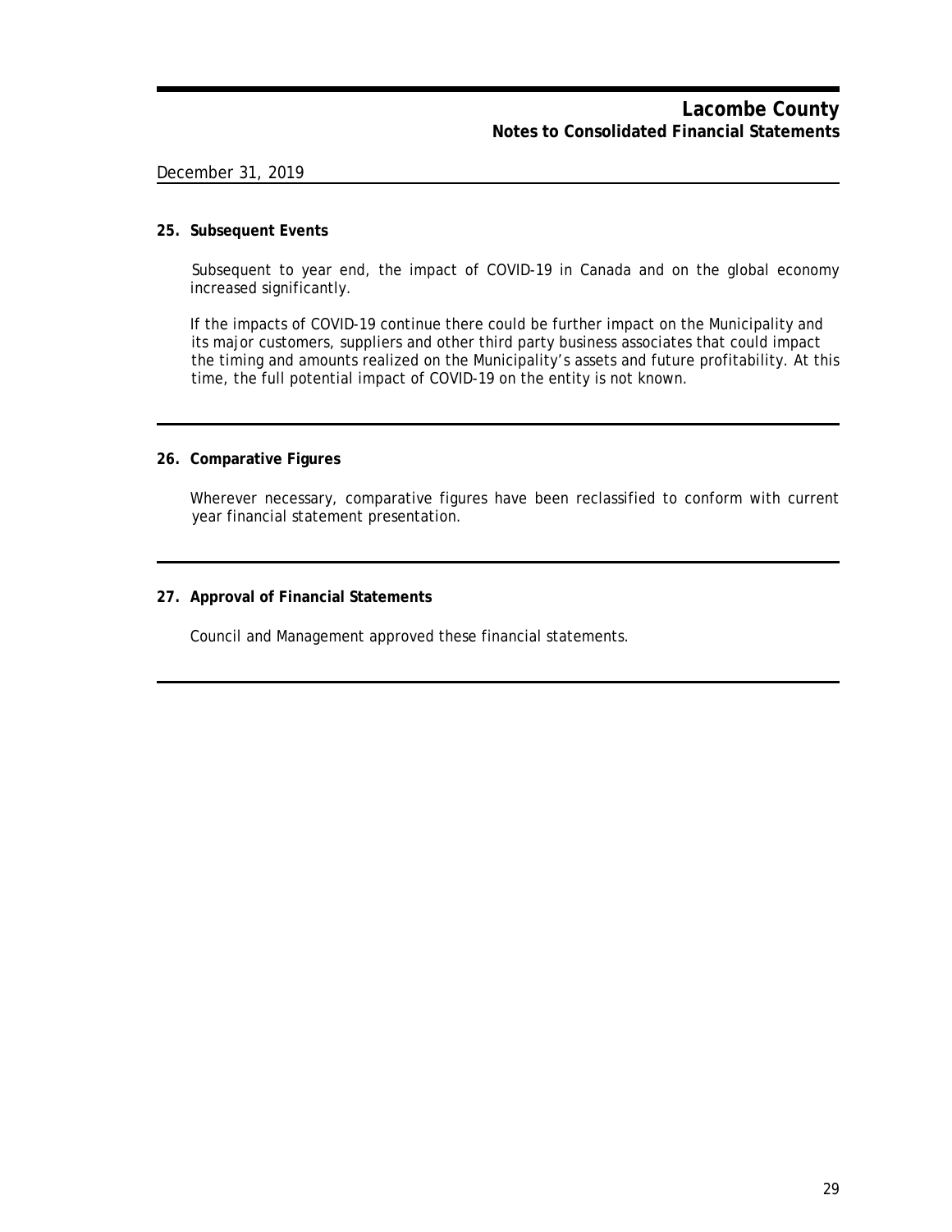Lacombe County
Notes to Consolidated Financial Statements

December 31, 2019

**25. Subsequent Events**

Subsequent to year end, the impact of COVID-19 in Canada and on the global economy increased significantly.

If the impacts of COVID-19 continue there could be further impact on the Municipality and its major customers, suppliers and other third party business associates that could impact the timing and amounts realized on the Municipality's assets and future profitability. At this time, the full potential impact of COVID-19 on the entity is not known.

**26. Comparative Figures**

Wherever necessary, comparative figures have been reclassified to conform with current year financial statement presentation.

**27. Approval of Financial Statements**

Council and Management approved these financial statements.